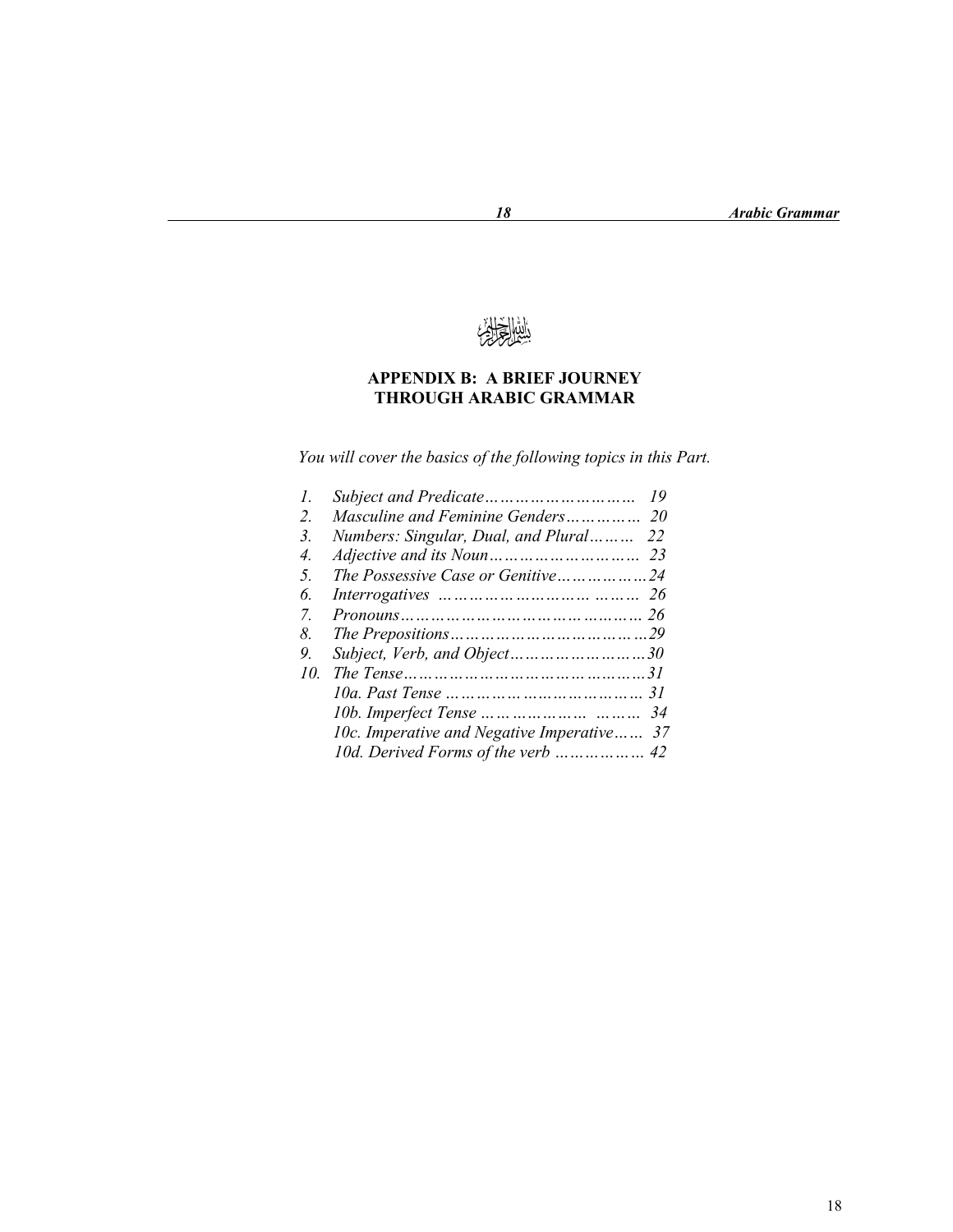بسم الله الرحمن الرحيم

# APPENDIX B: A BRIEF JOURNEY THROUGH ARABIC GRAMMAR

*You will cover the basics of the following topics in this Part.*

1. *Subject and Predicate……………………… 19*
2. *Masculine and Feminine Genders…………… 20*
3. *Numbers: Singular, Dual, and Plural……… 22*
4. *Adjective and its Noun……………………… 23*
5. *The Possessive Case or Genitive………………24*
6. *Interrogatives ………………………… ……… 26*
7. *Pronouns……………………………….……… 26*
8. *The Prepositions………………………………29*
9. *Subject, Verb, and Object……………………30*
10. *The Tense………………………………………31*
    - *10a. Past Tense ………………………………… 31*
    - *10b. Imperfect Tense ………………… ……… 34*
    - *10c. Imperative and Negative Imperative…… 37*
    - *10d. Derived Forms of the verb ……………… 42*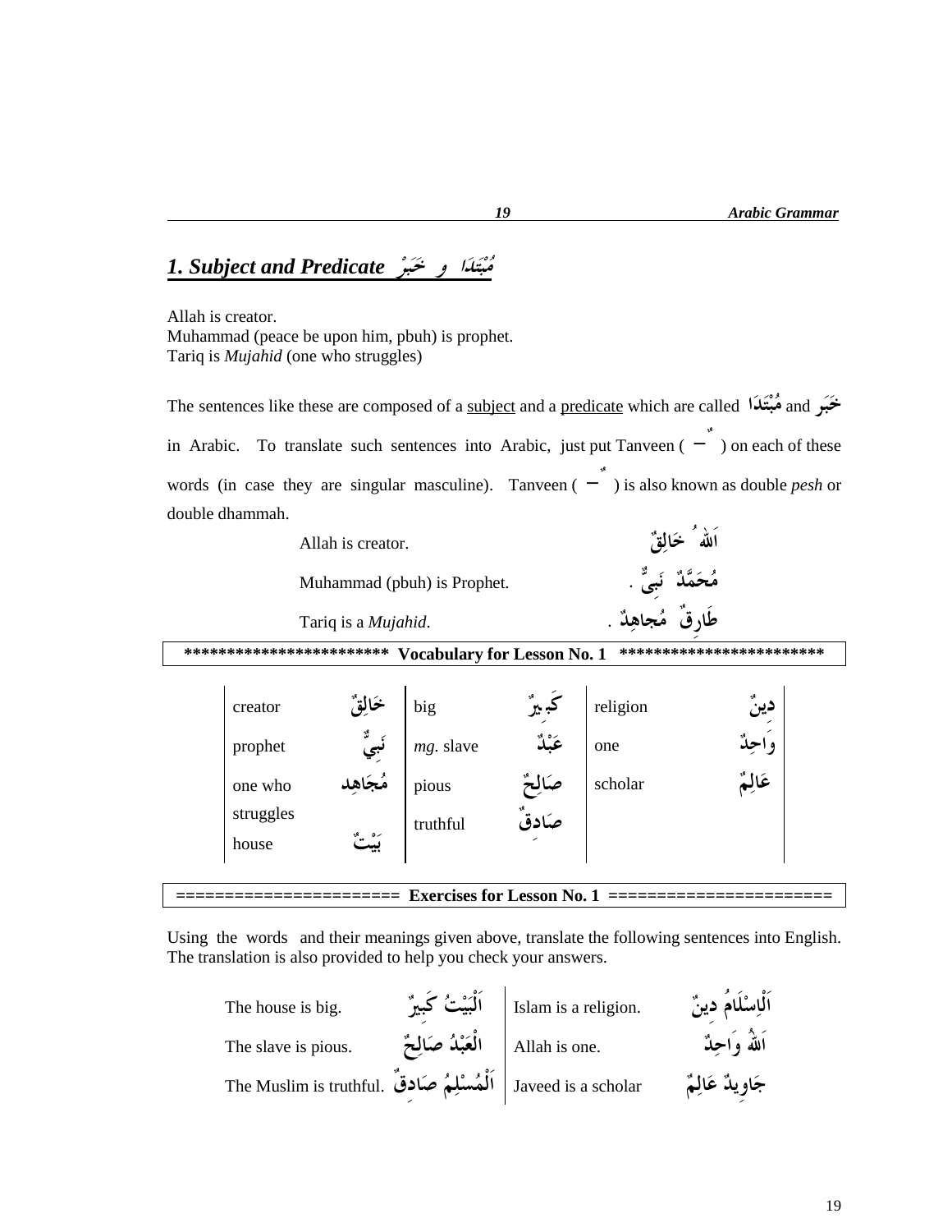## *1. Subject and Predicate* مُبْتَدَا و خَبَرْ

Allah is creator.
Muhammad (peace be upon him, pbuh) is prophet.
Tariq is *Mujahid* (one who struggles)

The sentences like these are composed of a subject and a predicate which are called مُبْتَدَا and خَبَر in Arabic. To translate such sentences into Arabic, just put Tanveen ( ـٌ ) on each of these words (in case they are singular masculine). Tanveen ( ـٌ ) is also known as double *pesh* or double dhammah.

| | |
|---|---|
| Allah is creator. | اَللهُ خَالِقٌ |
| Muhammad (pbuh) is Prophet. | مُحَمَّدٌ نَبِيٌّ . |
| Tariq is a *Mujahid*. | طَارِقٌ مُجاهِدٌ . |

**\*\*\*\*\*\*\*\*\*\*\*\*\*\*\*\*\*\*\*\*\*\*\*\*\* Vocabulary for Lesson No. 1 \*\*\*\*\*\*\*\*\*\*\*\*\*\*\*\*\*\*\*\*\*\*\*\*\***

| | | | | | |
|---|---|---|---|---|---|
| creator | خَالِقٌ | big | كَبِيرٌ | religion | دِينٌ |
| prophet | نَبِيٌّ | *mg.* slave | عَبْدٌ | one | وَاحِدٌ |
| one who struggles | مُجَاهِد | pious | صَالِحٌ | scholar | عَالِمٌ |
| house | بَيْتٌ | truthful | صَادِقٌ | | |

**====================== Exercises for Lesson No. 1 ======================**

Using the words and their meanings given above, translate the following sentences into English. The translation is also provided to help you check your answers.

| | | | |
|---|---|---|---|
| The house is big. | اَلْبَيْتُ كَبِيرٌ | Islam is a religion. | اَلْإِسْلَامُ دِينٌ |
| The slave is pious. | اَلْعَبْدُ صَالِحٌ | Allah is one. | اَللهُ وَاحِدٌ |
| The Muslim is truthful. | اَلْمُسْلِمُ صَادِقٌ | Javeed is a scholar | جَاوِيدٌ عَالِمٌ |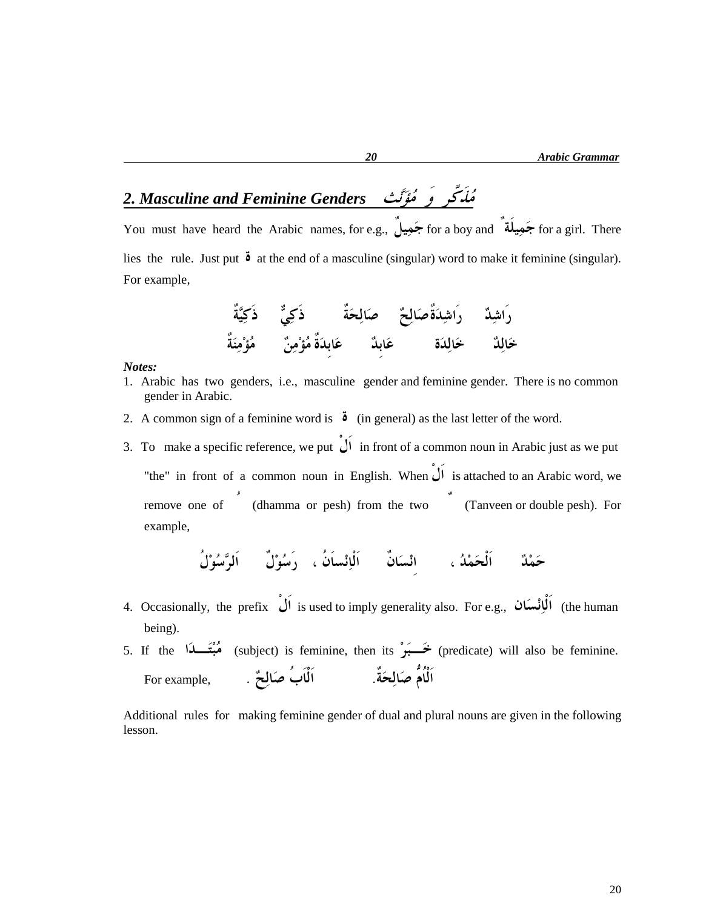## 2. Masculine and Feminine Genders مُذَكَّر وَ مُؤَنَّث

You must have heard the Arabic names, for e.g., جَمِيلٌ for a boy and جَمِيلَةٌ for a girl. There lies the rule. Just put ة at the end of a masculine (singular) word to make it feminine (singular). For example,

رَاشِدٌ رَاشِدَةٌ صَالِحٌ صَالِحَةٌ ذَكِيٌّ ذَكِيَّةٌ

خَالِدٌ خَالِدَة عَابِدٌ عَابِدَةٌ مُؤْمِنٌ مُؤْمِنَةٌ

***Notes:***

1. Arabic has two genders, i.e., masculine gender and feminine gender. There is no common gender in Arabic.
2. A common sign of a feminine word is ة (in general) as the last letter of the word.
3. To make a specific reference, we put اَلْ in front of a common noun in Arabic just as we put "the" in front of a common noun in English. When اَلْ is attached to an Arabic word, we remove one of ُ (dhamma or pesh) from the two ٌ (Tanveen or double pesh). For example,

   حَمْدٌ اَلْحَمْدُ ، اِنْسَانٌ اَلْاِنْسَانُ ، رَسُوْلٌ اَلرَّسُوْلُ

4. Occasionally, the prefix اَلْ is used to imply generality also. For e.g., اَلْاِنْسَان (the human being).
5. If the مُبْتَدَا (subject) is feminine, then its خَبَرْ (predicate) will also be feminine. For example, اَلْاَبُ صَالِحٌ . اَلْاُمُّ صَالِحَةٌ.

Additional rules for making feminine gender of dual and plural nouns are given in the following lesson.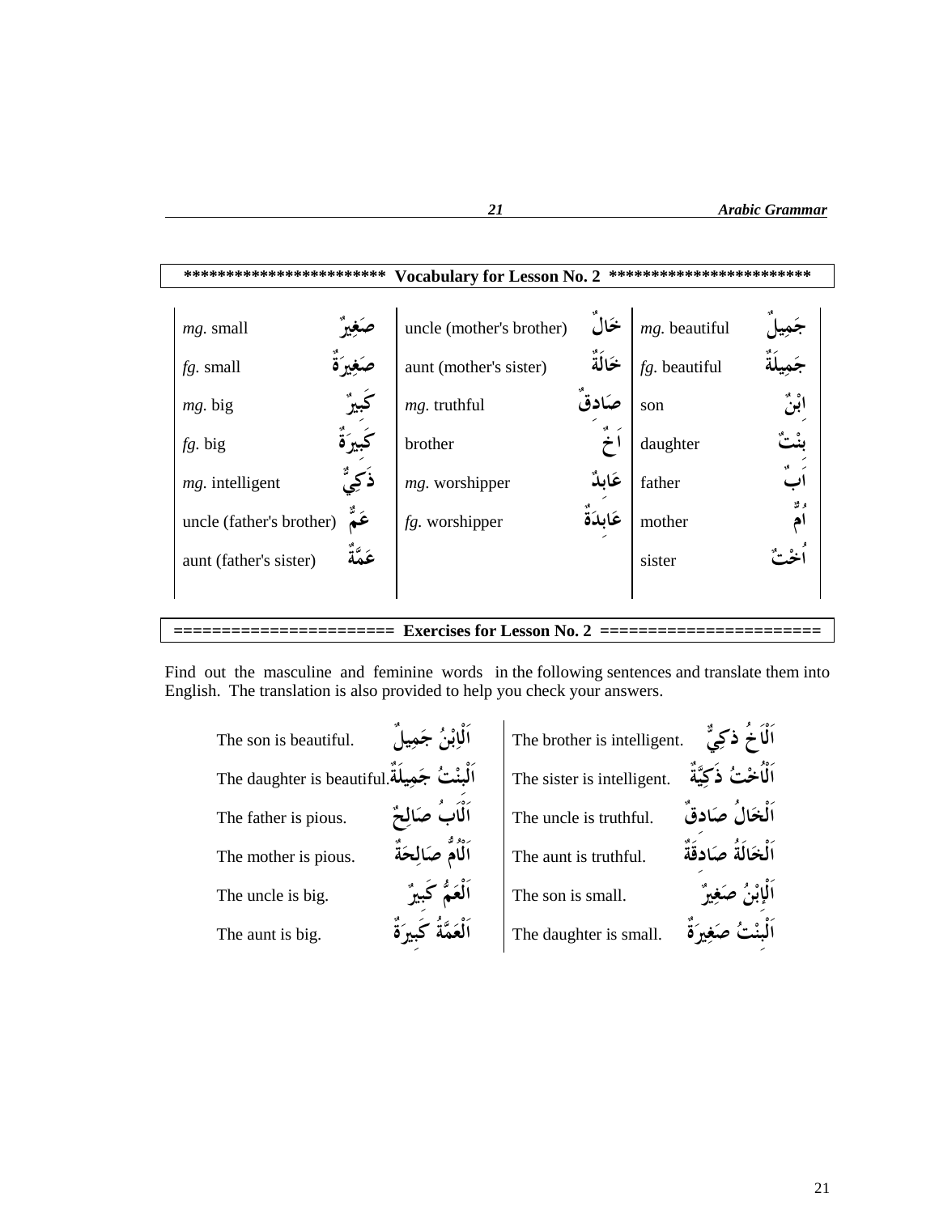**\*\*\*\*\*\*\*\*\*\*\*\*\*\*\*\*\*\*\*\*\*\*\*\*\*\* Vocabulary for Lesson No. 2 \*\*\*\*\*\*\*\*\*\*\*\*\*\*\*\*\*\*\*\*\*\*\*\*\*\***

| | | | | | |
|---|---|---|---|---|---|
| *mg.* small | صَغِيرٌ | uncle (mother's brother) | خَالٌ | *mg.* beautiful | جَمِيلٌ |
| *fg.* small | صَغِيرَةٌ | aunt (mother's sister) | خَالَةٌ | *fg.* beautiful | جَمِيلَةٌ |
| *mg.* big | كَبِيرٌ | *mg.* truthful | صَادِقٌ | son | اِبْنٌ |
| *fg.* big | كَبِيرَةٌ | brother | اَخٌ | daughter | بِنْتٌ |
| *mg.* intelligent | ذَكِيٌّ | *mg.* worshipper | عَابِدٌ | father | اَبٌ |
| uncle (father's brother) | عَمٌّ | *fg.* worshipper | عَابِدَةٌ | mother | اُمٌّ |
| aunt (father's sister) | عَمَّةٌ | | | sister | اُخْتٌ |

**====================== Exercises for Lesson No. 2 ======================**

Find out the masculine and feminine words in the following sentences and translate them into English. The translation is also provided to help you check your answers.

| | | | |
|---|---|---|---|
| The son is beautiful. | اَلْاِبْنُ جَمِيلٌ | The brother is intelligent. | اَلْاَخُ ذَكِيٌّ |
| The daughter is beautiful. | اَلْبِنْتُ جَمِيلَةٌ | The sister is intelligent. | اَلْاُخْتُ ذَكِيَّةٌ |
| The father is pious. | اَلْاَبُ صَالِحٌ | The uncle is truthful. | اَلْخَالُ صَادِقٌ |
| The mother is pious. | اَلْاُمُّ صَالِحَةٌ | The aunt is truthful. | اَلْخَالَةُ صَادِقَةٌ |
| The uncle is big. | اَلْعَمُّ كَبِيرٌ | The son is small. | اَلْاِبْنُ صَغِيرٌ |
| The aunt is big. | اَلْعَمَّةُ كَبِيرَةٌ | The daughter is small. | اَلْبِنْتُ صَغِيرَةٌ |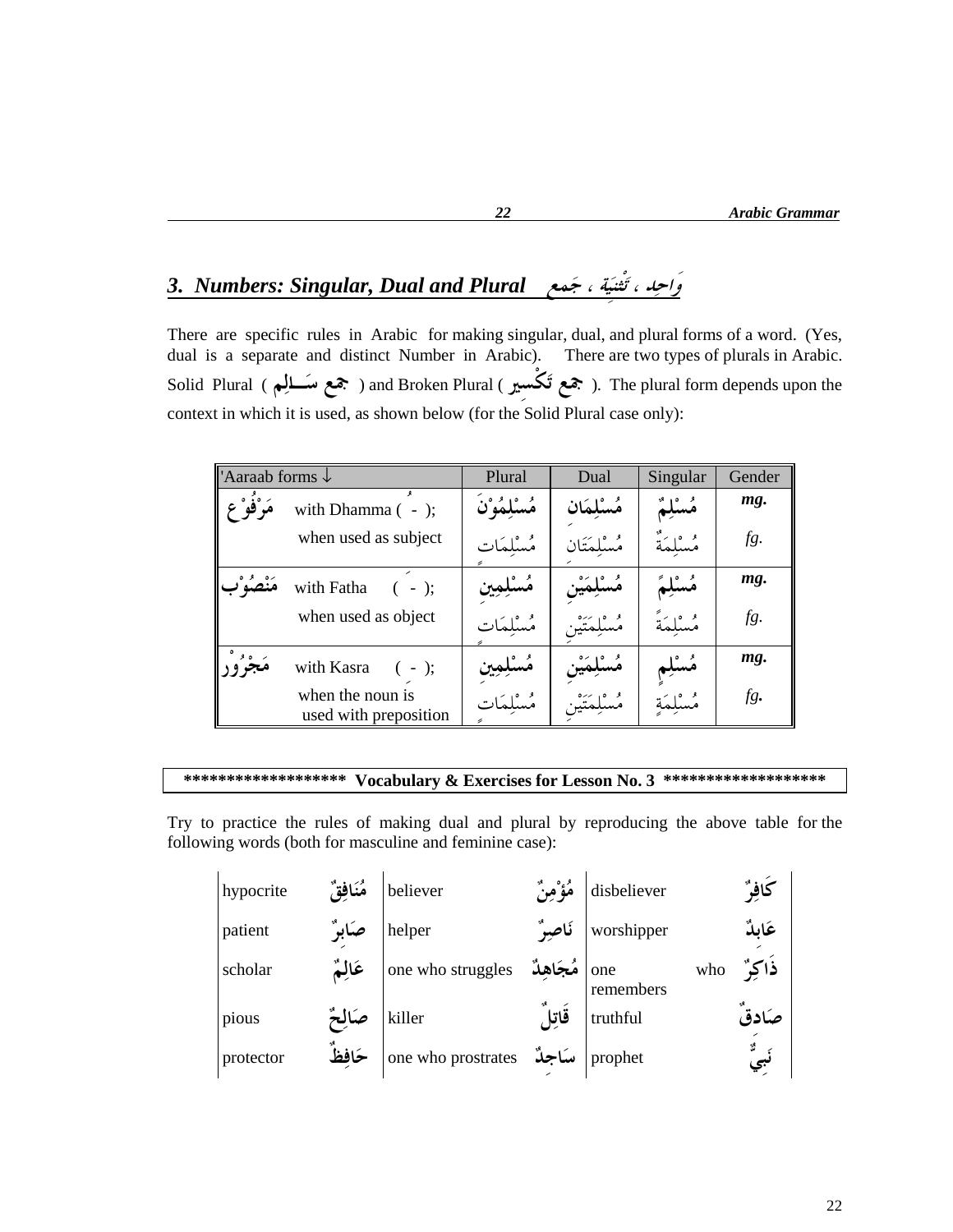## 3. Numbers: Singular, Dual and Plural وَاحِد ، تَثْنِيَة ، جَمع

There are specific rules in Arabic for making singular, dual, and plural forms of a word. (Yes, dual is a separate and distinct Number in Arabic). There are two types of plurals in Arabic. Solid Plural ( جمع سَالِم ) and Broken Plural ( جمع تَكْسِير ). The plural form depends upon the context in which it is used, as shown below (for the Solid Plural case only):

| 'Aaraab forms ↓ | | Plural | Dual | Singular | Gender |
|---|---|---|---|---|---|
| مَرْفُوْع | with Dhamma ( ُ ); when used as subject | مُسْلِمُوْنَ | مُسْلِمَان | مُسْلِمٌ | *mg.* |
| | | مُسْلِمَاتٌ | مُسْلِمَتَان | مُسْلِمَةٌ | *fg.* |
| مَنْصُوْب | with Fatha ( َ ); when used as object | مُسْلِمِين | مُسْلِمَيْن | مُسْلِمًا | *mg.* |
| | | مُسْلِمَاتٍ | مُسْلِمَتَيْن | مُسْلِمَةً | *fg.* |
| مَجْرُوْر | with Kasra ( ِ ); when the noun is used with preposition | مُسْلِمِين | مُسْلِمَيْن | مُسْلِمٍ | *mg.* |
| | | مُسْلِمَاتٍ | مُسْلِمَتَيْن | مُسْلِمَةٍ | *fg.* |

**\*\*\*\*\*\*\*\*\*\*\*\*\*\*\*\*\*\*\* Vocabulary & Exercises for Lesson No. 3 \*\*\*\*\*\*\*\*\*\*\*\*\*\*\*\*\*\*\***

Try to practice the rules of making dual and plural by reproducing the above table for the following words (both for masculine and feminine case):

| | | | | | |
|---|---|---|---|---|---|
| hypocrite | مُنَافِقٌ | believer | مُؤْمِنٌ | disbeliever | كَافِرٌ |
| patient | صَابِرٌ | helper | نَاصِرٌ | worshipper | عَابِدٌ |
| scholar | عَالِمٌ | one who struggles | مُجَاهِدٌ | one who remembers | ذَاكِرٌ |
| pious | صَالِحٌ | killer | قَاتِلٌ | truthful | صَادِقٌ |
| protector | حَافِظٌ | one who prostrates | سَاجِدٌ | prophet | نَبِيٌّ |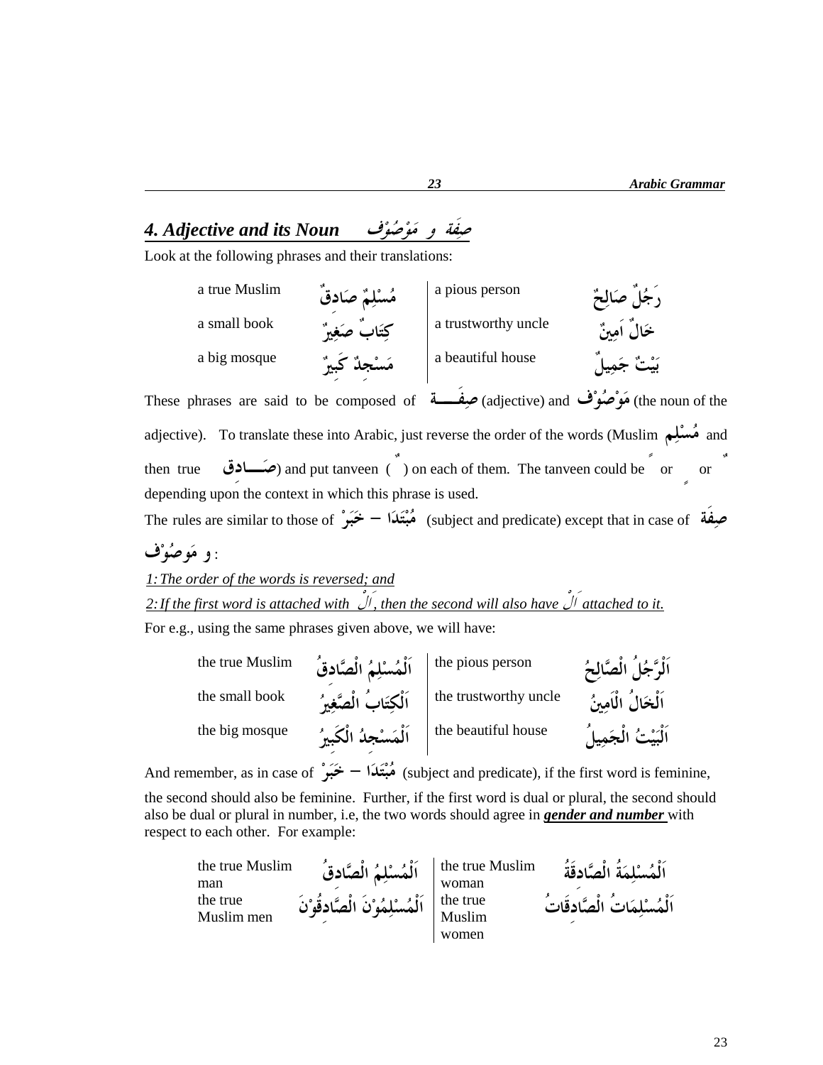## 4. Adjective and its Noun صِفَة و مَوْصُوْف

Look at the following phrases and their translations:

| | | | |
|---|---|---|---|
| a true Muslim | مُسْلِمٌ صَادِقٌ | a pious person | رَجُلٌ صَالِحٌ |
| a small book | كِتَابٌ صَغِيْرٌ | a trustworthy uncle | خَالٌ اَمِيْنٌ |
| a big mosque | مَسْجِدٌ كَبِيْرٌ | a beautiful house | بَيْتٌ جَمِيْلٌ |

These phrases are said to be composed of صِفَـــة (adjective) and مَوْصُوْف (the noun of the adjective). To translate these into Arabic, just reverse the order of the words (Muslim مُسْلِم and then true صَـــادِق) and put tanveen ( ٌ ) on each of them. The tanveen could be ً or ٍ or ٌ depending upon the context in which this phrase is used.

The rules are similar to those of مُبْتَدَا – خَبَرْ (subject and predicate) except that in case of صِفَة و مَوصُوْف :

*1: The order of the words is reversed; and*

*2: If the first word is attached with اَلْ, then the second will also have اَلْ attached to it.*

For e.g., using the same phrases given above, we will have:

| | | | |
|---|---|---|---|
| the true Muslim | اَلْمُسْلِمُ الْصَّادِقُ | the pious person | اَلْرَّجُلُ الْصَّالِحُ |
| the small book | اَلْكِتَابُ الْصَّغِيْرُ | the trustworthy uncle | اَلْخَالُ الْاَمِيْنُ |
| the big mosque | اَلْمَسْجِدُ الْكَبِيْرُ | the beautiful house | اَلْبَيْتُ الْجَمِيْلُ |

And remember, as in case of مُبْتَدَا – خَبَرْ (subject and predicate), if the first word is feminine, the second should also be feminine. Further, if the first word is dual or plural, the second should also be dual or plural in number, i.e, the two words should agree in ***gender and number*** with respect to each other. For example:

| | | | |
|---|---|---|---|
| the true Muslim man | اَلْمُسْلِمُ الْصَّادِقُ | the true Muslim woman | اَلْمُسْلِمَةُ الْصَّادِقَةُ |
| the true Muslim men | اَلْمُسْلِمُوْنَ الْصَّادِقُوْنَ | the true Muslim women | اَلْمُسْلِمَاتُ الْصَّادِقَاتُ |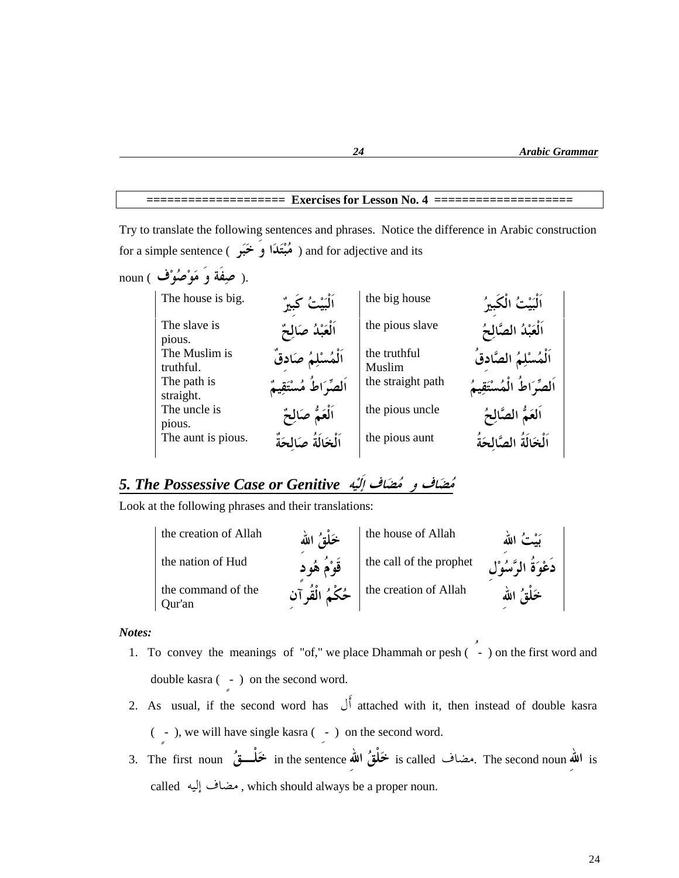=================== Exercises for Lesson No. 4 ====================

Try to translate the following sentences and phrases. Notice the difference in Arabic construction for a simple sentence ( مُبْتَدَا وَ خَبَر ) and for adjective and its noun ( صِفَة وَ مَوْصُوْف ).

| | | | |
|---|---|---|---|
| The house is big. | اَلْبَيْتُ كَبِيرٌ | the big house | اَلْبَيْتُ الْكَبِيرُ |
| The slave is pious. | اَلْعَبْدُ صَالِحٌ | the pious slave | اَلْعَبْدُ الصَّالِحُ |
| The Muslim is truthful. | اَلْمُسْلِمُ صَادِقٌ | the truthful Muslim | اَلْمُسْلِمُ الصَّادِقُ |
| The path is straight. | اَلصِّرَاطُ مُسْتَقِيمٌ | the straight path | اَلصِّرَاطُ الْمُسْتَقِيمُ |
| The uncle is pious. | اَلْعَمُّ صَالِحٌ | the pious uncle | اَلعَمُّ الصَّالِحُ |
| The aunt is pious. | اَلْخَالَةُ صَالِحَةٌ | the pious aunt | اَلْخَالَةُ الصَّالِحَةُ |

## *5. The Possessive Case or Genitive* مُضَاف و مُضَاف إِلَيْه

Look at the following phrases and their translations:

| | | | |
|---|---|---|---|
| the creation of Allah | خَلْقُ اللهِ | the house of Allah | بَيْتُ اللهِ |
| the nation of Hud | قَوْمُ هُودٍ | the call of the prophet | دَعْوَةُ الرَّسُوْلِ |
| the command of the Qur'an | حُكْمُ الْقُرآنِ | the creation of Allah | خَلْقُ اللهِ |

***Notes:***

1. To convey the meanings of "of," we place Dhammah or pesh ( ـُ ) on the first word and double kasra ( ـٍ ) on the second word.
2. As usual, if the second word has أَل attached with it, then instead of double kasra ( ـٍ ), we will have single kasra ( ـِ ) on the second word.
3. The first noun خَلْقُ in the sentence خَلْقُ اللهِ is called مضاف. The second noun اللهِ is called مضاف إليه , which should always be a proper noun.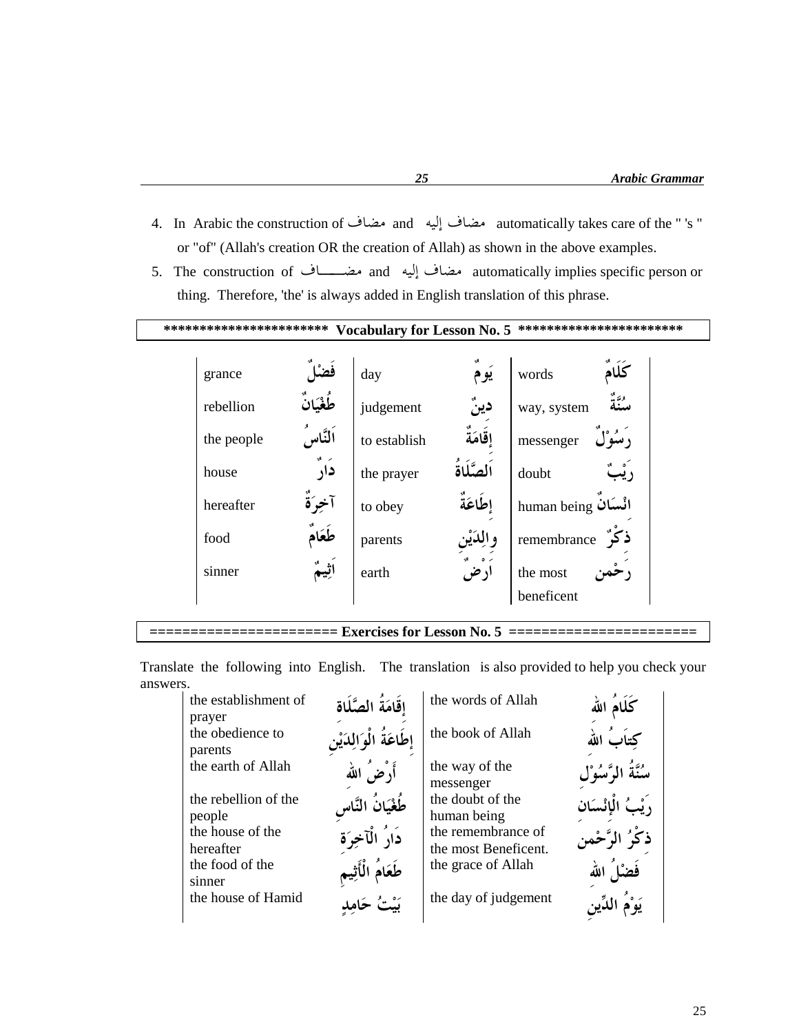4. In Arabic the construction of مضاف and مضاف إليه automatically takes care of the " 's " or "of" (Allah's creation OR the creation of Allah) as shown in the above examples.
5. The construction of مضـــاف and مضاف إليه automatically implies specific person or thing. Therefore, 'the' is always added in English translation of this phrase.

## ********************** Vocabulary for Lesson No. 5 **********************

| | | | | | |
|---|---|---|---|---|---|
| grance | فَضْلٌ | day | يَومٌ | words | كَلَامٌ |
| rebellion | طُغْيَانٌ | judgement | دِينٌ | way, system | سُنَّةٌ |
| the people | اَلنَّاسُ | to establish | إِقَامَةٌ | messenger | رَسُوْلٌ |
| house | دَارٌ | the prayer | اَلصَّلَاةُ | doubt | رَيْبٌ |
| hereafter | آخِرَةٌ | to obey | إِطَاعَةٌ | human being | اِنْسَانٌ |
| food | طَعَامٌ | parents | وَالِدَيْنِ | remembrance | ذِكْرٌ |
| sinner | اَثِيمٌ | earth | اَرْضٌ | the most beneficent | رَحْمن |

## ====================== Exercises for Lesson No. 5 ======================

Translate the following into English. The translation is also provided to help you check your answers.

| | | | |
|---|---|---|---|
| the establishment of prayer | إِقَامَةُ الصَّلَاة | the words of Allah | كَلَامُ الله |
| the obedience to parents | إِطَاعَةُ الْوَالِدَيْنِ | the book of Allah | كِتَابُ الله |
| the earth of Allah | أَرْضُ الله | the way of the messenger | سُنَّةُ الرَّسُوْلِ |
| the rebellion of the people | طُغْيَانُ النَّاسِ | the doubt of the human being | رَيْبُ الْإِنْسَانِ |
| the house of the hereafter | دَارُ الْآخِرَةِ | the remembrance of the most Beneficent. | ذِكْرُ الرَّحْمن |
| the food of the sinner | طَعَامُ الْأَثِيمِ | the grace of Allah | فَضْلُ الله |
| the house of Hamid | بَيْتُ حَامِدٍ | the day of judgement | يَوْمُ الدِّينِ |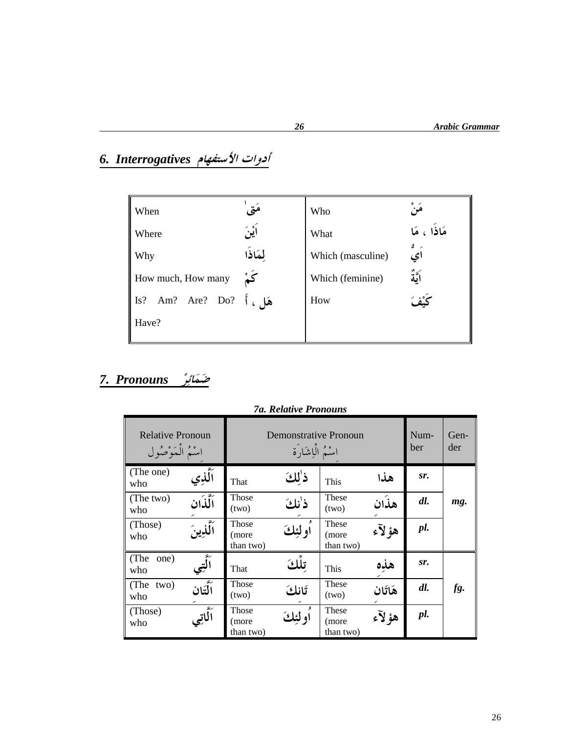## 6. Interrogatives أدوات الأستفهام

| | | | |
|---|---|---|---|
| When | مَتىٰ | Who | مَنْ |
| Where | اَيْنَ | What | مَاذَا ، مَا |
| Why | لِمَاذَا | Which (masculine) | اَيٌّ |
| How much, How many | كَمْ | Which (feminine) | اَيَّةٌ |
| Is? Am? Are? Do? Have? | هَل ، أَ | How | كَيْفَ |

## 7. Pronouns ضَمَائِرْ

### 7a. Relative Pronouns

| Relative Pronoun اِسْمُ الْمَوْصُول | | Demonstrative Pronoun اِسْمُ الْاِشَارَة | | | | Num-ber | Gen-der |
|---|---|---|---|---|---|---|---|
| (The one) who | اَلَّذِي | That | ذٰلِكَ | This | هذا | *sr.* | *mg.* |
| (The two) who | اَلَّذَانِ | Those (two) | ذٰنِكَ | These (two) | هذَانِ | *dl.* | |
| (Those) who | اَلَّذِينَ | Those (more than two) | اُولئِكَ | These (more than two) | هؤلآء | *pl.* | |
| (The one) who | اَلَّتِي | That | تِلْكَ | This | هذِهِ | *sr.* | *fg.* |
| (The two) who | اَلَّتَانِ | Those (two) | تَانِكَ | These (two) | هَاتَانِ | *dl.* | |
| (Those) who | اَلَّاتِي | Those (more than two) | اُولئِكَ | These (more than two) | هؤلآء | *pl.* | |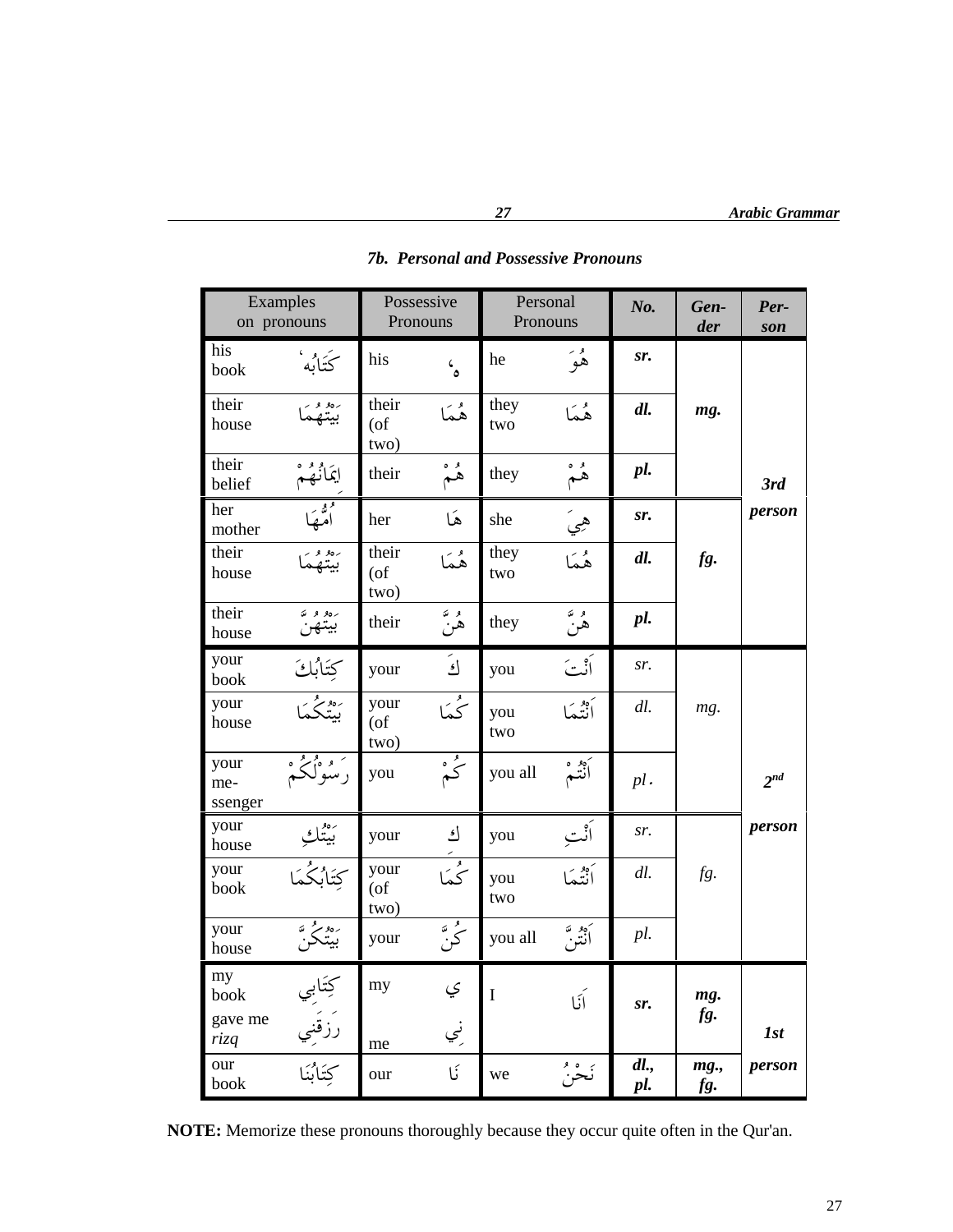### 7b. Personal and Possessive Pronouns

| Examples on pronouns | | Possessive Pronouns | | Personal Pronouns | | No. | Gender | Person |
|---|---|---|---|---|---|---|---|---|
| his book | كَتَابُهُ | his | هُ | he | هُوَ | *sr.* | *mg.* | *3rd person* |
| their house | بَيْتُهُمَا | their (of two) | هُمَا | they two | هُمَا | *dl.* | | |
| their belief | اِيمَانُهُمْ | their | هُمْ | they | هُمْ | *pl.* | | |
| her mother | اُمُّهَا | her | هَا | she | هِيَ | *sr.* | *fg.* | |
| their house | بَيْتُهُمَا | their (of two) | هُمَا | they two | هُمَا | *dl.* | | |
| their house | بَيْتُهُنَّ | their | هُنَّ | they | هُنَّ | *pl.* | | |
| your book | كِتَابُكَ | your | كَ | you | اَنْتَ | *sr.* | *mg.* | *2nd person* |
| your house | بَيْتُكُمَا | your (of two) | كُمَا | you two | اَنْتُمَا | *dl.* | | |
| your messenger | رَسُوْلُكُمْ | you | كُمْ | you all | اَنْتُمْ | *pl.* | | |
| your house | بَيْتُكِ | your | كِ | you | اَنْتِ | *sr.* | *fg.* | |
| your book | كِتَابُكُمَا | your (of two) | كُمَا | you two | اَنْتُمَا | *dl.* | | |
| your house | بَيْتُكُنَّ | your | كُنَّ | you all | اَنْتُنَّ | *pl.* | | |
| my book | كِتَابِي | my | ي | I | اَنَا | *sr.* | *mg. fg.* | *1st person* |
| gave me *rizq* | رَزَقَنِي | me | نِي | | | | | |
| our book | كِتَابُنَا | our | نَا | we | نَحْنُ | *dl., pl.* | *mg., fg.* | |

**NOTE:** Memorize these pronouns thoroughly because they occur quite often in the Qur'an.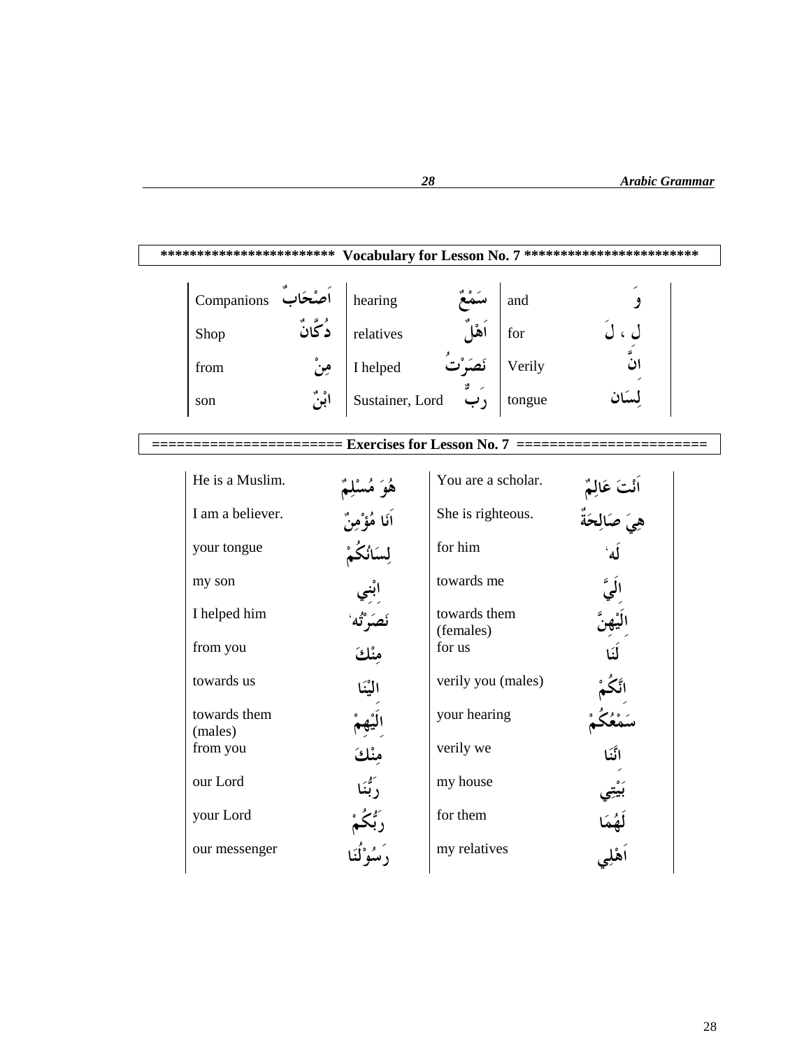## ************************ Vocabulary for Lesson No. 7 ************************

| | | | | | |
|---|---|---|---|---|---|
| Companions | اَصْحَابٌ | hearing | سَمْعٌ | and | وَ |
| Shop | دُكَّانٌ | relatives | اَهْلٌ | for | لِ ، لَ |
| from | مِنْ | I helped | نَصَرْتُ | Verily | اِنَّ |
| son | اِبْنٌ | Sustainer, Lord | رَبٌّ | tongue | لِسَان |

## ====================== Exercises for Lesson No. 7 ======================

| | | | |
|---|---|---|---|
| He is a Muslim. | هُوَ مُسْلِمٌ | You are a scholar. | اَنْتَ عَالِمٌ |
| I am a believer. | اَنَا مُؤْمِنٌ | She is righteous. | هِيَ صَالِحَةٌ |
| your tongue | لِسَانُكُمْ | for him | لَهٗ |
| my son | اِبْنِي | towards me | اِلَيَّ |
| I helped him | نَصَرْتُهٗ | towards them (females) | اِلَيْهِنَّ |
| from you | مِنْكَ | for us | لَنَا |
| towards us | اِلَيْنَا | verily you (males) | اِنَّكُمْ |
| towards them (males) | اِلَيْهِمْ | your hearing | سَمْعُكُمْ |
| from you | مِنْكَ | verily we | اِنَّنَا |
| our Lord | رَبُّنَا | my house | بَيْتِي |
| your Lord | رَبُّكُمْ | for them | لَهُمَا |
| our messenger | رَسُوْلُنَا | my relatives | اَهْلِي |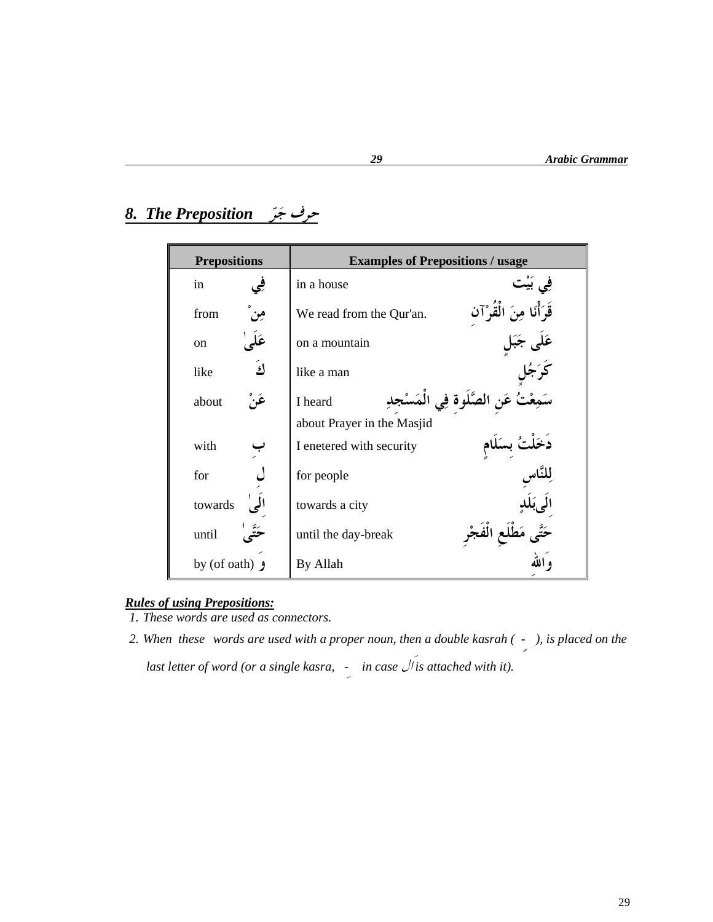## *8. The Preposition حرف جَرّ*

| Prepositions | | Examples of Prepositions / usage | |
|---|---|---|---|
| in | فِي | in a house | فِي بَيْت |
| from | مِنْ | We read from the Qur'an. | قَرَأْنَا مِنَ الْقُرْآنِ |
| on | عَلَىٰ | on a mountain | عَلَى جَبَلٍ |
| like | كَ | like a man | كَرَجُلٍ |
| about | عَنْ | I heard about Prayer in the Masjid | سَمِعْتُ عَنِ الصَّلَوةِ فِي الْمَسْجِدِ |
| with | بِ | I enetered with security | دَخَلْتُ بِسَلَامٍ |
| for | لِ | for people | لِلنَّاسِ |
| towards | اِلَىٰ | towards a city | اِلَىٰ بَلَدٍ |
| until | حَتَّىٰ | until the day-break | حَتَّى مَطْلَعِ الْفَجْرِ |
| by (of oath) | وَ | By Allah | وَاللهِ |

***Rules of using Prepositions:***

1. *These words are used as connectors.*
2. *When these words are used with a proper noun, then a double kasrah ( ٍ ), is placed on the last letter of word (or a single kasra, ِ in case اَل is attached with it).*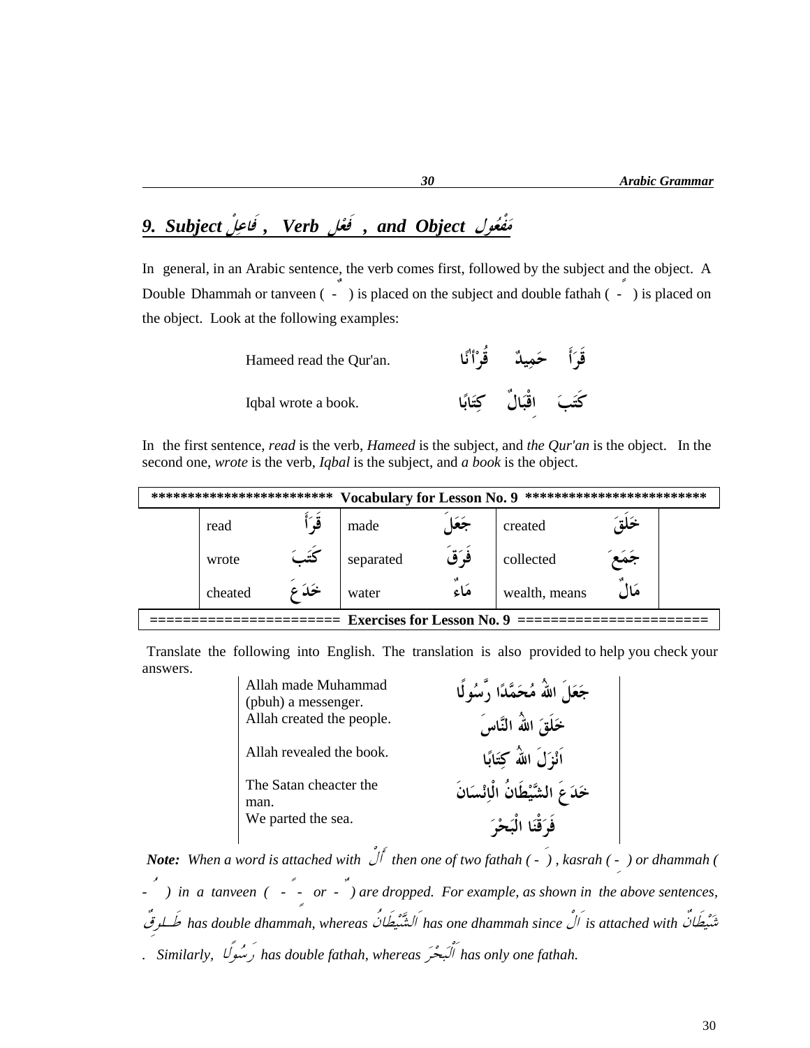## 9. Subject فَاعِلْ , Verb فِعْل , and Object مَفْعُول

In general, in an Arabic sentence, the verb comes first, followed by the subject and the object. A Double Dhammah or tanveen ( ـٌ ) is placed on the subject and double fathah ( ـً ) is placed on the object. Look at the following examples:

| | |
|---|---|
| Hameed read the Qur'an. | قَرَأَ حَمِيدٌ قُرْآنًا |
| Iqbal wrote a book. | كَتَبَ اِقْبَالٌ كِتَابًا |

In the first sentence, *read* is the verb, *Hameed* is the subject, and *the Qur'an* is the object. In the second one, *wrote* is the verb, *Iqbal* is the subject, and *a book* is the object.

| ************************ Vocabulary for Lesson No. 9 ************************ | | | | | |
|---|---|---|---|---|---|
| read | قَرَأَ | made | جَعَلَ | created | خَلَقَ |
| wrote | كَتَبَ | separated | فَرَقَ | collected | جَمَعَ |
| cheated | خَدَعَ | water | مَاءٌ | wealth, means | مَالٌ |

===================== **Exercises for Lesson No. 9** =====================

Translate the following into English. The translation is also provided to help you check your answers.

| | |
|---|---|
| Allah made Muhammad (pbuh) a messenger. | جَعَلَ اللهُ مُحَمَّدًا رَّسُولًا |
| Allah created the people. | خَلَقَ اللهُ النَّاسَ |
| Allah revealed the book. | اَنْزَلَ اللهُ كِتَابًا |
| The Satan cheacter the man. | خَدَعَ الشَّيْطَانُ الْاِنْسَانَ |
| We parted the sea. | فَرَقْنَا الْبَحْرَ |

***Note:*** *When a word is attached with* اَلْ *then one of two fathah ( ـَ ) , kasrah ( ـِ ) or dhammah ( ـُ ) in a tanveen ( ـً ـٍ or ـٌ ) are dropped. For example, as shown in the above sentences,* شَيْطَانٌ *has double dhammah, whereas* اَلشَّيْطَانُ *has one dhammah since* اَلْ *is attached with* طَارِقٌ *. Similarly,* رَسُولًا *has double fathah, whereas* اَلْبَحْرَ *has only one fathah.*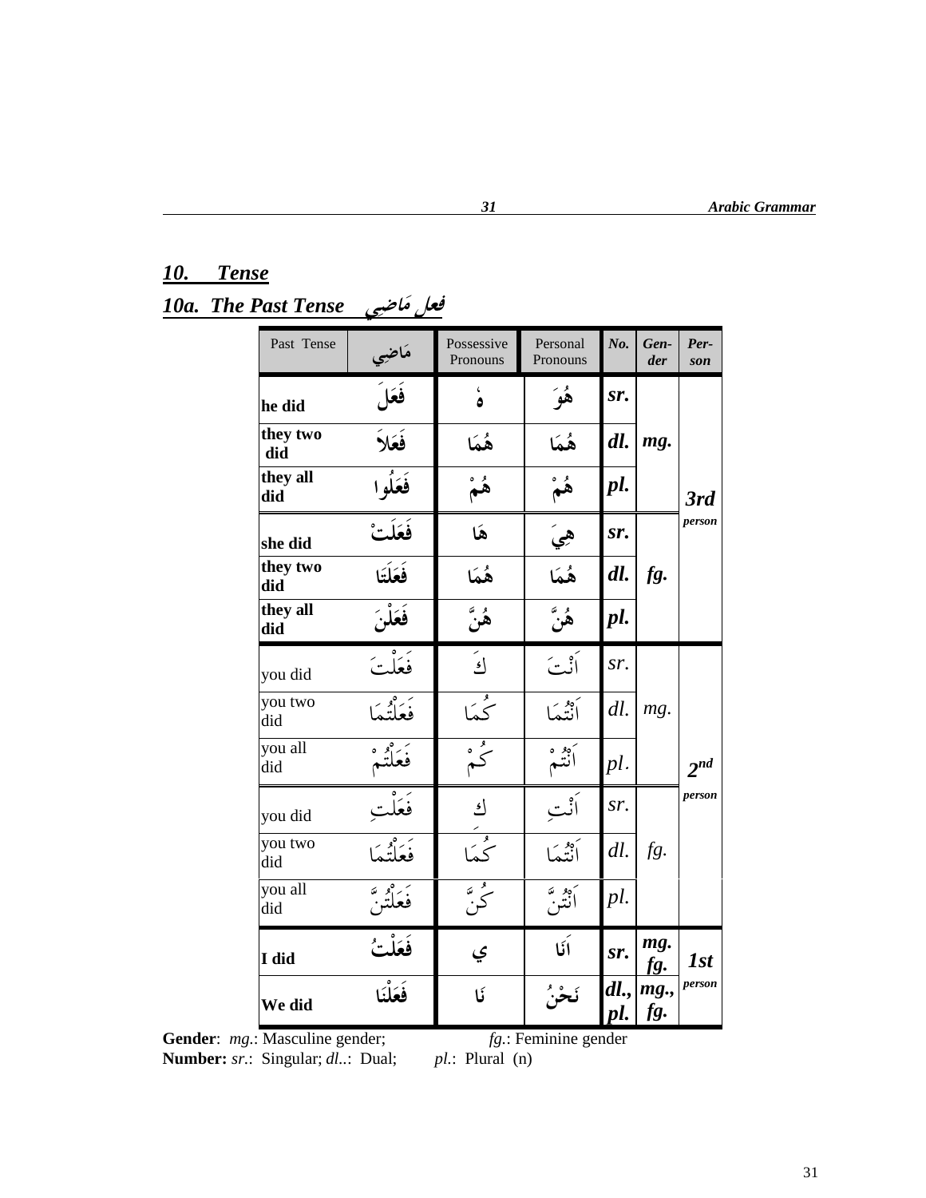## 10. Tense

### 10a. The Past Tense فعل مَاضِي

| Past Tense | مَاضِي | Possessive Pronouns | Personal Pronouns | No. | Gen-der | Per-son |
|---|---|---|---|---|---|---|
| he did | فَعَلَ | هُ | هُوَ | sr. | mg. | 3rd person |
| they two did | فَعَلاَ | هُمَا | هُمَا | dl. | | |
| they all did | فَعَلُوا | هُمْ | هُمْ | pl. | | |
| she did | فَعَلَتْ | هَا | هِيَ | sr. | fg. | |
| they two did | فَعَلَتَا | هُمَا | هُمَا | dl. | | |
| they all did | فَعَلْنَ | هُنَّ | هُنَّ | pl. | | |
| you did | فَعَلْتَ | كَ | اَنْتَ | sr. | mg. | 2nd person |
| you two did | فَعَلْتُمَا | كُمَا | اَنْتُمَا | dl. | | |
| you all did | فَعَلْتُمْ | كُمْ | اَنْتُمْ | pl. | | |
| you did | فَعَلْتِ | كِ | اَنْتِ | sr. | fg. | |
| you two did | فَعَلْتُمَا | كُمَا | اَنْتُمَا | dl. | | |
| you all did | فَعَلْتُنَّ | كُنَّ | اَنْتُنَّ | pl. | | |
| I did | فَعَلْتُ | ي | اَنَا | sr. | mg. fg. | 1st person |
| We did | فَعَلْنَا | نَا | نَحْنُ | dl., pl. | mg., fg. | |

**Gender**: *mg.*: Masculine gender; *fg.*: Feminine gender
**Number:** *sr.*: Singular; *dl.*: Dual; *pl.*: Plural (n)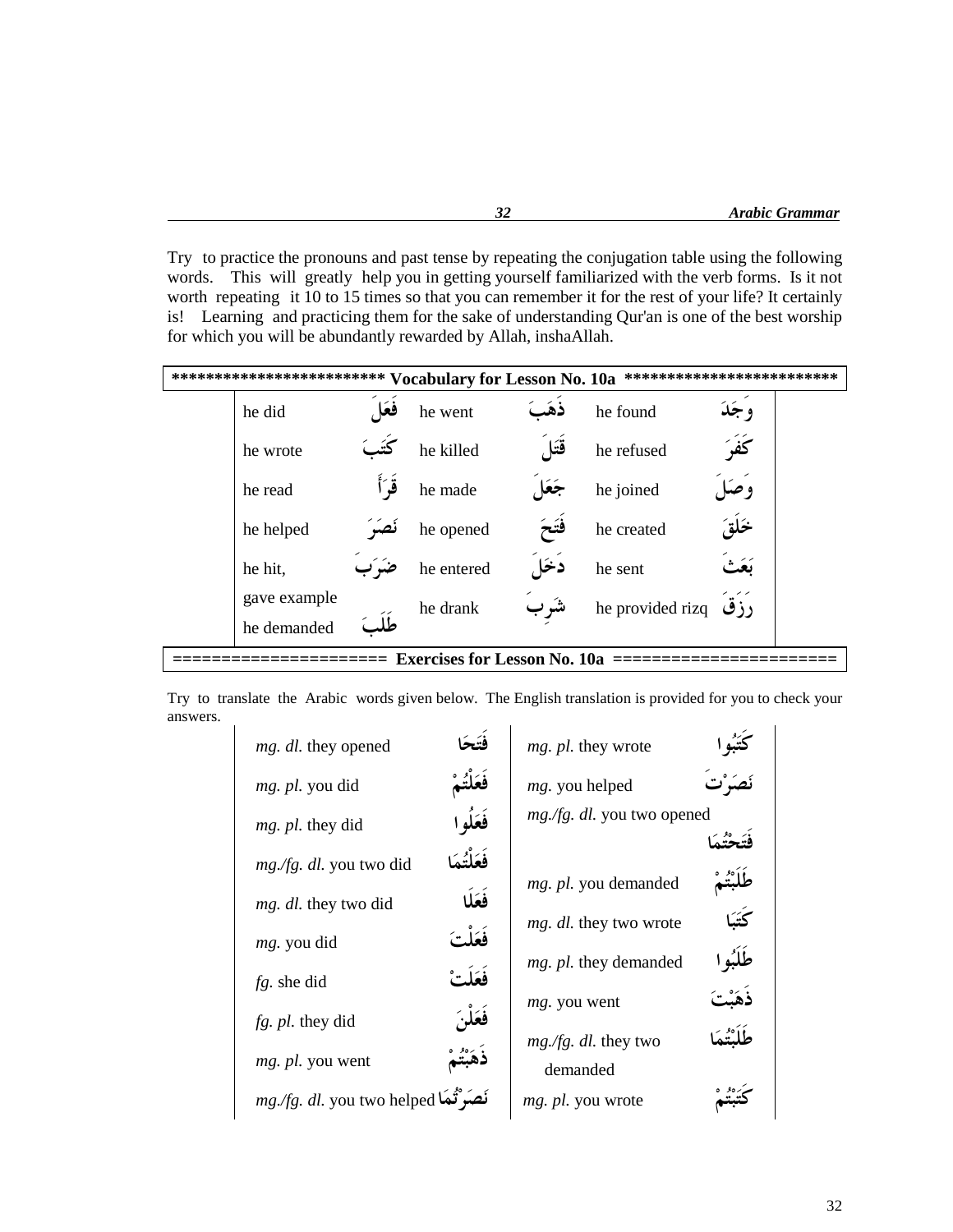Try to practice the pronouns and past tense by repeating the conjugation table using the following words. This will greatly help you in getting yourself familiarized with the verb forms. Is it not worth repeating it 10 to 15 times so that you can remember it for the rest of your life? It certainly is! Learning and practicing them for the sake of understanding Qur'an is one of the best worship for which you will be abundantly rewarded by Allah, inshaAllah.

**\*\*\*\*\*\*\*\*\*\*\*\*\*\*\*\*\*\*\*\*\*\*\*\*\* Vocabulary for Lesson No. 10a \*\*\*\*\*\*\*\*\*\*\*\*\*\*\*\*\*\*\*\*\*\*\*\*\***

| | | | | | |
|---|---|---|---|---|---|
| he did | فَعَلَ | he went | ذَهَبَ | he found | وَجَدَ |
| he wrote | كَتَبَ | he killed | قَتَلَ | he refused | كَفَرَ |
| he read | قَرَأَ | he made | جَعَلَ | he joined | وَصَلَ |
| he helped | نَصَرَ | he opened | فَتَحَ | he created | خَلَقَ |
| he hit, gave example | ضَرَبَ | he entered | دَخَلَ | he sent | بَعَثَ |
| he demanded | طَلَبَ | he drank | شَرِبَ | he provided rizq | رَزَقَ |

**==================== Exercises for Lesson No. 10a ====================**

Try to translate the Arabic words given below. The English translation is provided for you to check your answers.

| | | | |
|---|---|---|---|
| *mg. dl.* they opened | فَتَحَا | *mg. pl.* they wrote | كَتَبُوا |
| *mg. pl.* you did | فَعَلْتُمْ | *mg.* you helped | نَصَرْتَ |
| *mg. pl.* they did | فَعَلُوا | *mg./fg. dl.* you two opened | فَتَحْتُمَا |
| *mg./fg. dl.* you two did | فَعَلْتُمَا | *mg. pl.* you demanded | طَلَبْتُمْ |
| *mg. dl.* they two did | فَعَلَا | *mg. dl.* they two wrote | كَتَبَا |
| *mg.* you did | فَعَلْتَ | *mg. pl.* they demanded | طَلَبُوا |
| *fg.* she did | فَعَلَتْ | *mg.* you went | ذَهَبْتَ |
| *fg. pl.* they did | فَعَلْنَ | *mg./fg. dl.* they two demanded | طَلَبْتُمَا |
| *mg. pl.* you went | ذَهَبْتُمْ | | |
| *mg./fg. dl.* you two helped | نَصَرْتُمَا | *mg. pl.* you wrote | كَتَبْتُمْ |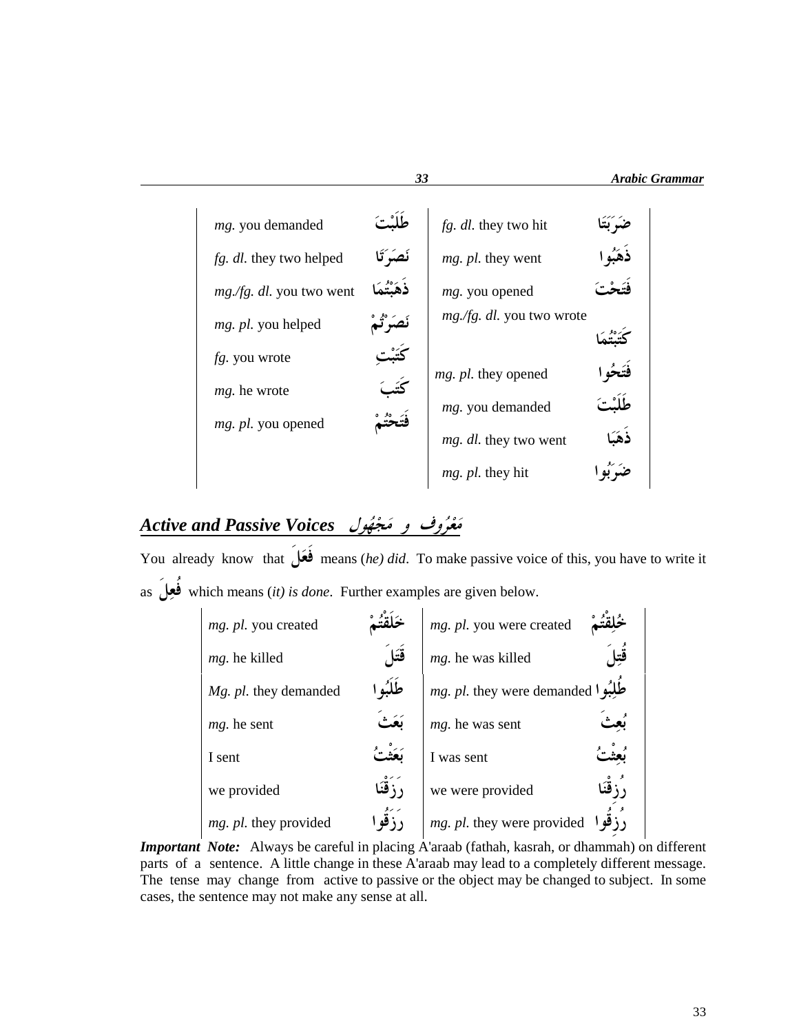| | | | |
|---|---|---|---|
| *mg.* you demanded | طَلَبْتَ | *fg. dl.* they two hit | ضَرَبَتَا |
| *fg. dl.* they two helped | نَصَرَتَا | *mg. pl.* they went | ذَهَبُوا |
| *mg./fg. dl.* you two went | ذَهَبْتُمَا | *mg.* you opened | فَتَحْتَ |
| *mg. pl.* you helped | نَصَرْتُمْ | *mg./fg. dl.* you two wrote | كَتَبْتُمَا |
| *fg.* you wrote | كَتَبْتِ | *mg. pl.* they opened | فَتَحُوا |
| *mg.* he wrote | كَتَبَ | *mg.* you demanded | طَلَبْتَ |
| *mg. pl.* you opened | فَتَحْتُمْ | *mg. dl.* they two went | ذَهَبَا |
| | | *mg. pl.* they hit | ضَرَبُوا |

## *Active and Passive Voices* مَعْرُوف و مَجْهُول

You already know that فَعَلَ means (*he) did*. To make passive voice of this, you have to write it as فُعِلَ which means (*it) is done*. Further examples are given below.

| | | | |
|---|---|---|---|
| *mg. pl.* you created | خَلَقْتُمْ | *mg. pl.* you were created | خُلِقْتُمْ |
| *mg.* he killed | قَتَلَ | *mg.* he was killed | قُتِلَ |
| *Mg. pl.* they demanded | طَلَبُوا | *mg. pl.* they were demanded | طُلِبُوا |
| *mg.* he sent | بَعَثَ | *mg.* he was sent | بُعِثَ |
| I sent | بَعَثْتُ | I was sent | بُعِثْتُ |
| we provided | رَزَقْنَا | we were provided | رُزِقْنَا |
| *mg. pl.* they provided | رَزَقُوا | *mg. pl.* they were provided | رُزِقُوا |

***Important Note:*** Always be careful in placing A'araab (fathah, kasrah, or dhammah) on different parts of a sentence. A little change in these A'araab may lead to a completely different message. The tense may change from active to passive or the object may be changed to subject. In some cases, the sentence may not make any sense at all.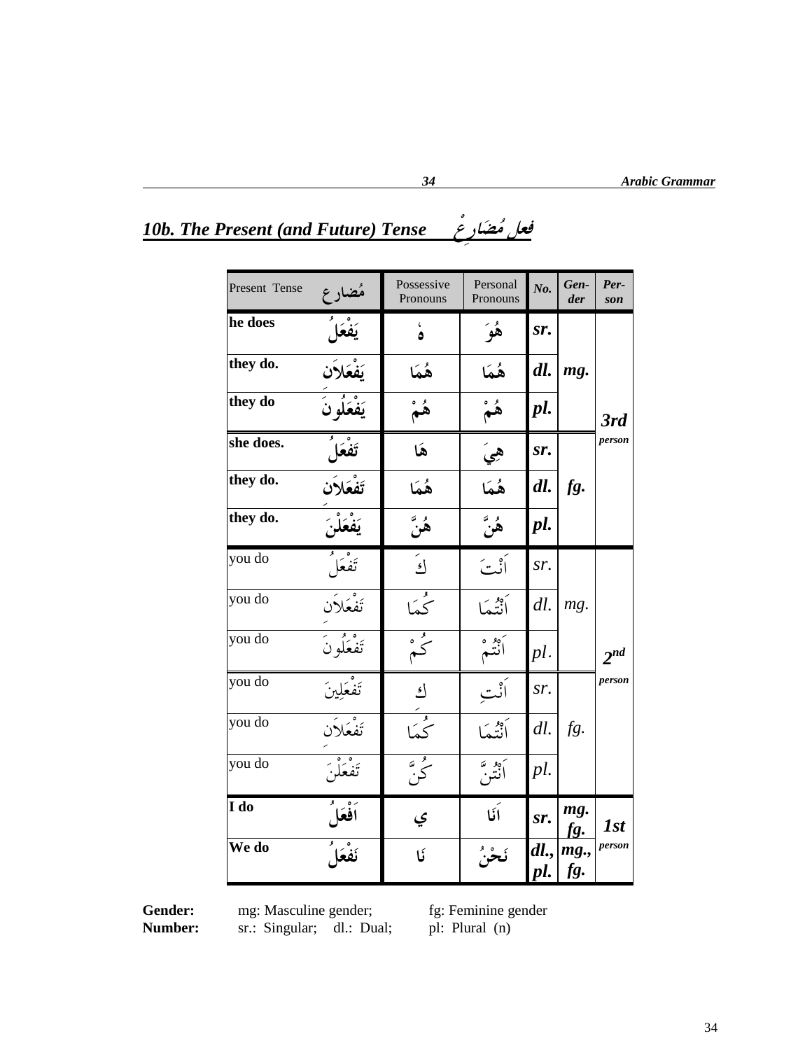## 10b. The Present (and Future) Tense فعل مُضَارِعْ

| Present Tense | مُضارع | Possessive Pronouns | Personal Pronouns | No. | Gen-der | Per-son |
|---|---|---|---|---|---|---|
| **he does** | **يَفْعَلُ** | **هُ** | **هُوَ** | ***sr.*** | | |
| **they do.** | **يَفْعَلاَن** | **هُمَا** | **هُمَا** | ***dl.*** | ***mg.*** | |
| **they do** | **يَفْعَلُونَ** | **هُمْ** | **هُمْ** | ***pl.*** | | ***3rd*** |
| **she does.** | **تَفْعَلُ** | **هَا** | **هِيَ** | ***sr.*** | | ***person*** |
| **they do.** | **تَفْعَلاَن** | **هُمَا** | **هُمَا** | ***dl.*** | ***fg.*** | |
| **they do.** | **يَفْعَلْنَ** | **هُنَّ** | **هُنَّ** | ***pl.*** | | |
| you do | تَفْعَلُ | كَ | اَنْتَ | *sr.* | | |
| you do | تَفْعَلاَن | كُمَا | اَنْتُمَا | *dl.* | *mg.* | |
| you do | تَفْعَلُونَ | كُمْ | اَنْتُمْ | *pl.* | | ***2nd*** |
| you do | تَفْعَلِينَ | كِ | اَنْتِ | *sr.* | | ***person*** |
| you do | تَفْعَلاَن | كُمَا | اَنْتُمَا | *dl.* | *fg.* | |
| you do | تَفْعَلْنَ | كُنَّ | اَنْتُنَّ | *pl.* | | |
| **I do** | **اَفْعَلُ** | **ي** | **اَنَا** | ***sr.*** | ***mg. fg.*** | ***1st*** |
| **We do** | **نَفْعَلُ** | **نَا** | **نَحْنُ** | ***dl., pl.*** | ***mg., fg.*** | ***person*** |

**Gender:** mg: Masculine gender; fg: Feminine gender

**Number:** sr.: Singular; dl.: Dual; pl: Plural (n)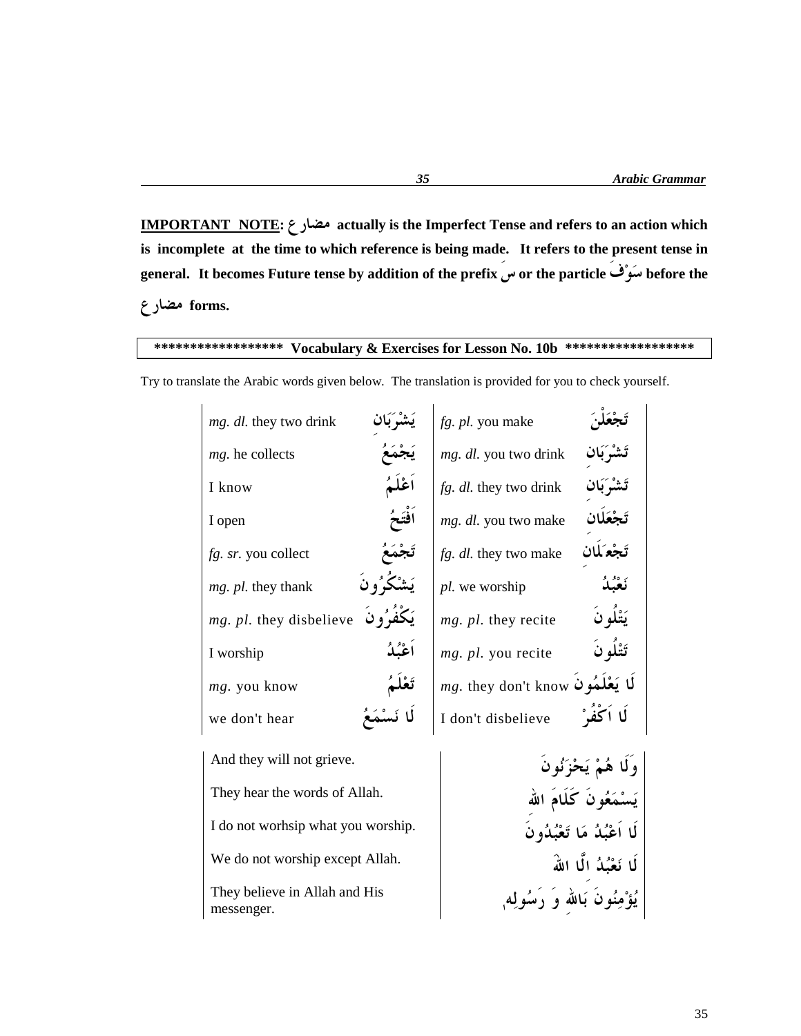**IMPORTANT NOTE: مضارع actually is the Imperfect Tense and refers to an action which is incomplete at the time to which reference is being made. It refers to the present tense in general. It becomes Future tense by addition of the prefix سَ or the particle سَوْفَ before the مضارع forms.**

| ****************** Vocabulary & Exercises for Lesson No. 10b ****************** |
|---|

Try to translate the Arabic words given below. The translation is provided for you to check yourself.

| | | | |
|---|---|---|---|
| *mg. dl.* they two drink | يَشْرَبَانِ | *fg. pl.* you make | تَجْعَلْنَ |
| *mg.* he collects | يَجْمَعُ | *mg. dl.* you two drink | تَشْرَبَانِ |
| I know | اَعْلَمُ | *fg. dl.* they two drink | تَشْرَبَانِ |
| I open | اَفْتَحُ | *mg. dl.* you two make | تَجْعَلَانِ |
| *fg. sr.* you collect | تَجْمَعُ | *fg. dl.* they two make | تَجْعَلَانِ |
| *mg. pl.* they thank | يَشْكُرُونَ | *pl.* we worship | نَعْبُدُ |
| *mg. pl.* they disbelieve | يَكْفُرُونَ | *mg. pl.* they recite | يَتْلُونَ |
| I worship | اَعْبُدُ | *mg. pl.* you recite | تَتْلُونَ |
| *mg.* you know | تَعْلَمُ | *mg.* they don't know | لَا يَعْلَمُونَ |
| we don't hear | لَا نَسْمَعُ | I don't disbelieve | لَا اَكْفُرْ |

| | |
|---|---|
| And they will not grieve. | وَلَا هُمْ يَحْزَنُونَ |
| They hear the words of Allah. | يَسْمَعُونَ كَلَامَ اللهِ |
| I do not worhsip what you worship. | لَا اَعْبُدُ مَا تَعْبُدُونَ |
| We do not worship except Allah. | لَا نَعْبُدُ اِلَّا اللهَ |
| They believe in Allah and His messenger. | يُؤْمِنُونَ بَاللهِ وَ رَسُولِه |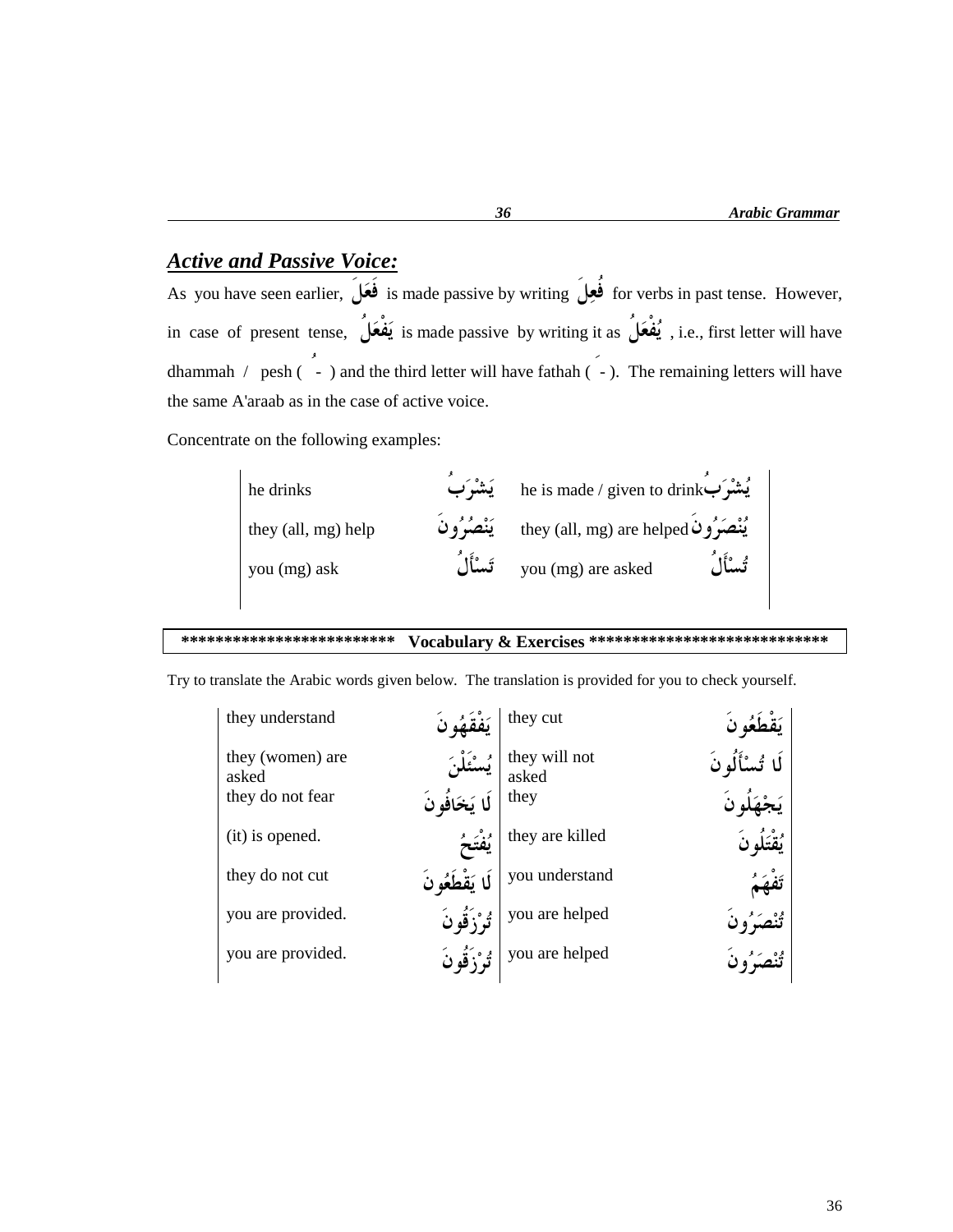## *Active and Passive Voice:*

As you have seen earlier, فَعَلَ is made passive by writing فُعِلَ for verbs in past tense. However, in case of present tense, يَفْعَلُ is made passive by writing it as يُفْعَلُ , i.e., first letter will have dhammah / pesh ( ُ - ) and the third letter will have fathah ( َ - ). The remaining letters will have the same A'araab as in the case of active voice.

Concentrate on the following examples:

| | | | |
|---|---|---|---|
| he drinks | يَشْرَبُ | he is made / given to drink | يُشْرَبُ |
| they (all, mg) help | يَنْصُرُونَ | they (all, mg) are helped | يُنْصَرُونَ |
| you (mg) ask | تَسْأَلُ | you (mg) are asked | تُسْأَلُ |

**\*\*\*\*\*\*\*\*\*\*\*\*\*\*\*\*\*\*\*\*\*\*\*\*\* Vocabulary & Exercises \*\*\*\*\*\*\*\*\*\*\*\*\*\*\*\*\*\*\*\*\*\*\*\*\*\*\*\***

Try to translate the Arabic words given below. The translation is provided for you to check yourself.

| | | | |
|---|---|---|---|
| they understand | يَفقَهُونَ | they cut | يَقْطَعُونَ |
| they (women) are asked | يُسْئَلْنَ | they will not asked | لَا تُسْأَلُونَ |
| they do not fear | لَا يَخَافُونَ | they | يَجْهَلُونَ |
| (it) is opened. | يُفْتَحُ | they are killed | يُقْتَلُونَ |
| they do not cut | لَا يَقْطَعُونَ | you understand | تَفْهَمُ |
| you are provided. | تُرْزَقُونَ | you are helped | تُنْصَرُونَ |
| you are provided. | تُرْزَقُونَ | you are helped | تُنْصَرُونَ |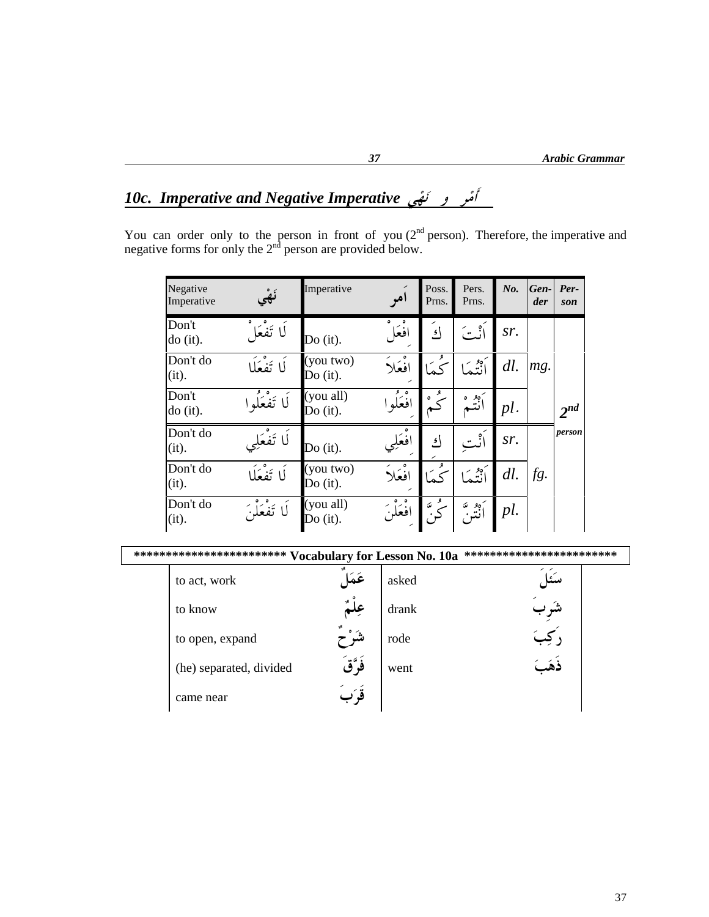## 10c. Imperative and Negative Imperative أَمْر و نَهْي

You can order only to the person in front of you (2[nd] person). Therefore, the imperative and negative forms for only the 2[nd] person are provided below.

| Negative Imperative | نَهْي | Imperative | اَمر | Poss. Prns. | Pers. Prns. | No. | Gender | Person |
|---|---|---|---|---|---|---|---|---|
| Don't do (it). | لَا تَفْعَلْ | Do (it). | اِفْعَلْ | كَ | اَنْتَ | sr. | | |
| Don't do (it). | لَا تَفْعَلَا | (you two) Do (it). | اِفْعَلاَ | كُمَا | اَنْتُمَا | dl. | mg. | |
| Don't do (it). | لَا تَفْعَلُوا | (you all) Do (it). | اِفْعَلُوا | كُمْ | اَنْتُمْ | pl. | | 2nd person |
| Don't do (it). | لَا تَفْعَلِي | Do (it). | اِفْعَلِي | كِ | اَنْتِ | sr. | | |
| Don't do (it). | لَا تَفْعَلَا | (you two) Do (it). | اِفْعَلاَ | كُمَا | اَنْتُمَا | dl. | fg. | |
| Don't do (it). | لَا تَفْعَلْنَ | (you all) Do (it). | اِفْعَلْنَ | كُنَّ | اَنْتُنَّ | pl. | | |

**\*\*\*\*\*\*\*\*\*\*\*\*\*\*\*\*\*\*\*\*\*\*\*\* Vocabulary for Lesson No. 10a \*\*\*\*\*\*\*\*\*\*\*\*\*\*\*\*\*\*\*\*\*\*\*\***

| | | | |
|---|---|---|---|
| to act, work | عَمَلٌ | asked | سَئَلَ |
| to know | عِلْمٌ | drank | شَرِبَ |
| to open, expand | شَرْحٌ | rode | رَكِبَ |
| (he) separated, divided | فَرَّقَ | went | ذَهَبَ |
| came near | قَرَبَ | | |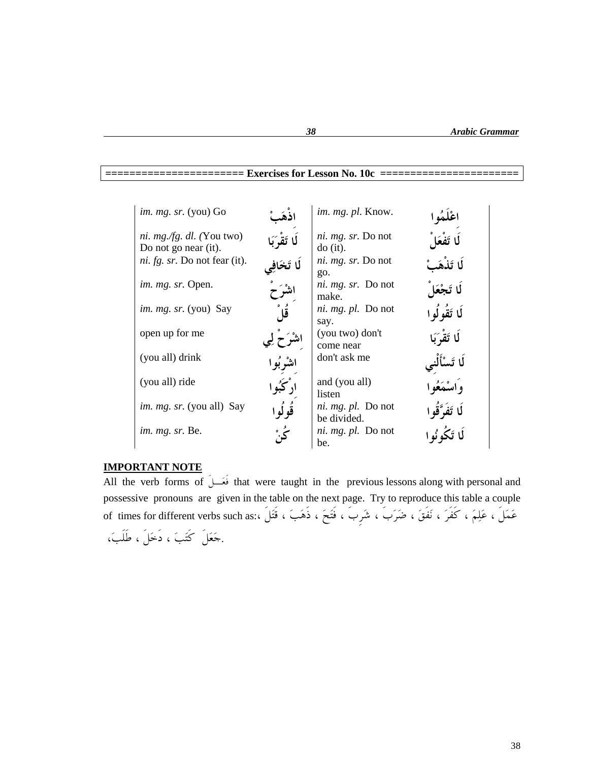## ====================== Exercises for Lesson No. 10c ======================

| | | | |
|---|---|---|---|
| *im. mg. sr.* (you) Go | اذْهَبْ | *im. mg. pl.* Know. | اعْلَمُوا |
| *ni. mg./fg. dl. (*You two) Do not go near (it). | لَا تَقْرَبَا | *ni. mg. sr.* Do not do (it). | لَا تَفْعَلْ |
| *ni. fg. sr.* Do not fear (it). | لَا تَخَافِي | *ni. mg. sr.* Do not go. | لَا تَذْهَبْ |
| *im. mg. sr.* Open. | اشْرَحْ | *ni. mg. sr.* Do not make. | لَا تَجْعَلْ |
| *im. mg. sr.* (you) Say | قُلْ | *ni. mg. pl.* Do not say. | لَا تَقُولُوا |
| open up for me | اشْرَحْ لِي | (you two) don't come near | لَا تَقْرَبَا |
| (you all) drink | اشْرَبُوا | don't ask me | لَا تَسْأَلْنِي |
| (you all) ride | ارْكَبُوا | and (you all) listen | وَاسْمَعُوا |
| *im. mg. sr.* (you all) Say | قُولُوا | *ni. mg. pl.* Do not be divided. | لَا تَفَرَّقُوا |
| *im. mg. sr.* Be. | كُنْ | *ni. mg. pl.* Do not be. | لَا تَكُونُوا |

**IMPORTANT NOTE**

All the verb forms of فَعَلَ that were taught in the previous lessons along with personal and possessive pronouns are given in the table on the next page. Try to reproduce this table a couple of times for different verbs such as: عَمِلَ ، عَلِمَ ، كَفَرَ ، نَفَقَ ، ضَرَبَ ، شَرِبَ ، فَتَحَ ، ذَهَبَ ، قَتَلَ ، جَعَلَ كَتَبَ ، دَخَلَ ، طَلَبَ.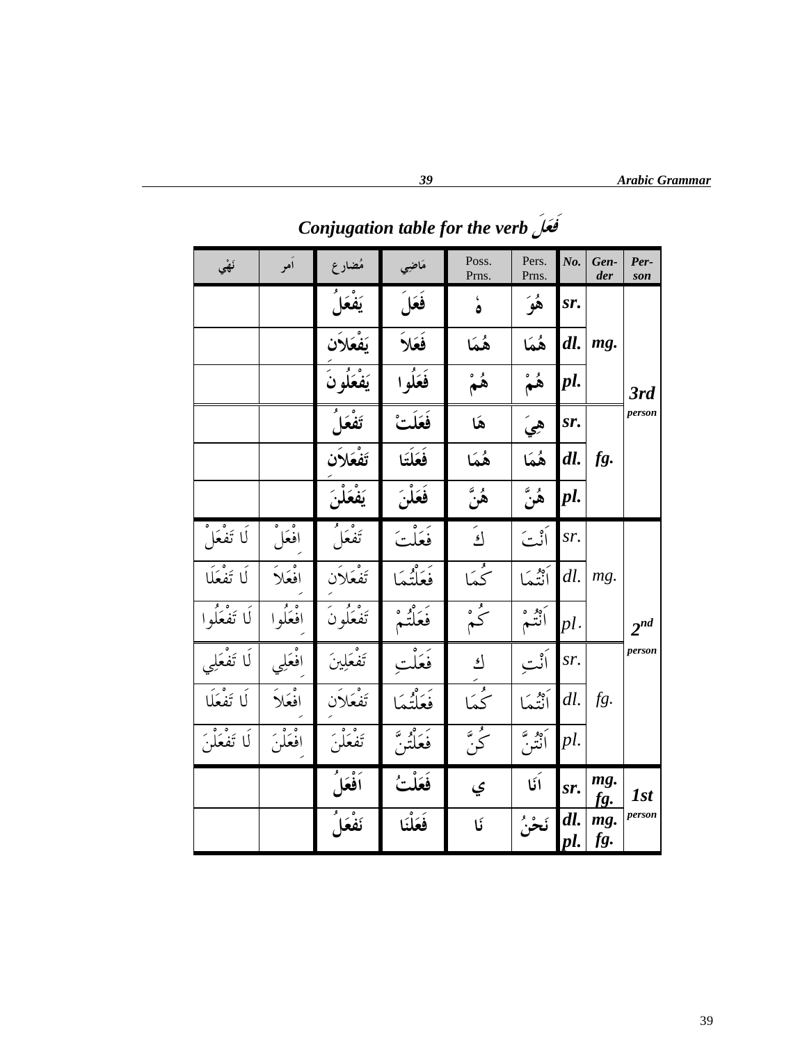## Conjugation table for the verb فَعَلَ

| نَهْي | اَمر | مُضارع | مَاضِي | Poss. Prns. | Pers. Prns. | No. | Gen-der | Per-son |
|---|---|---|---|---|---|---|---|---|
| | | يَفْعَلُ | فَعَلَ | هُ | هُوَ | sr. | | |
| | | يَفْعَلاَن | فَعَلاَ | هُمَا | هُمَا | dl. | mg. | |
| | | يَفْعَلُونَ | فَعَلُوا | هُمْ | هُمْ | pl. | | 3rd person |
| | | تَفْعَلُ | فَعَلَتْ | هَا | هِيَ | sr. | | |
| | | تَفْعَلاَن | فَعَلَتَا | هُمَا | هُمَا | dl. | fg. | |
| | | يَفْعَلْنَ | فَعَلْنَ | هُنَّ | هُنَّ | pl. | | |
| لَا تَفْعَلْ | اِفْعَلْ | تَفْعَلُ | فَعَلْتَ | كَ | اَنْتَ | sr. | | |
| لَا تَفْعَلَا | اِفْعَلاَ | تَفْعَلاَن | فَعَلْتُمَا | كُمَا | اَنْتُمَا | dl. | mg. | |
| لَا تَفْعَلُوا | اِفْعَلُوا | تَفْعَلُونَ | فَعَلْتُمْ | كُمْ | اَنْتُمْ | pl. | | 2nd person |
| لَا تَفْعَلِي | اِفْعَلِي | تَفْعَلِينَ | فَعَلْتِ | كِ | اَنْتِ | sr. | | |
| لَا تَفْعَلَا | اِفْعَلاَ | تَفْعَلاَن | فَعَلْتُمَا | كُمَا | اَنْتُمَا | dl. | fg. | |
| لَا تَفْعَلْنَ | اِفْعَلْنَ | تَفْعَلْنَ | فَعَلْتُنَّ | كُنَّ | اَنْتُنَّ | pl. | | |
| | | اَفْعَلُ | فَعَلْتُ | ي | اَنَا | sr. | mg. fg. | 1st person |
| | | نَفْعَلُ | فَعَلْنَا | نَا | نَحْنُ | dl. pl. | mg. fg. | |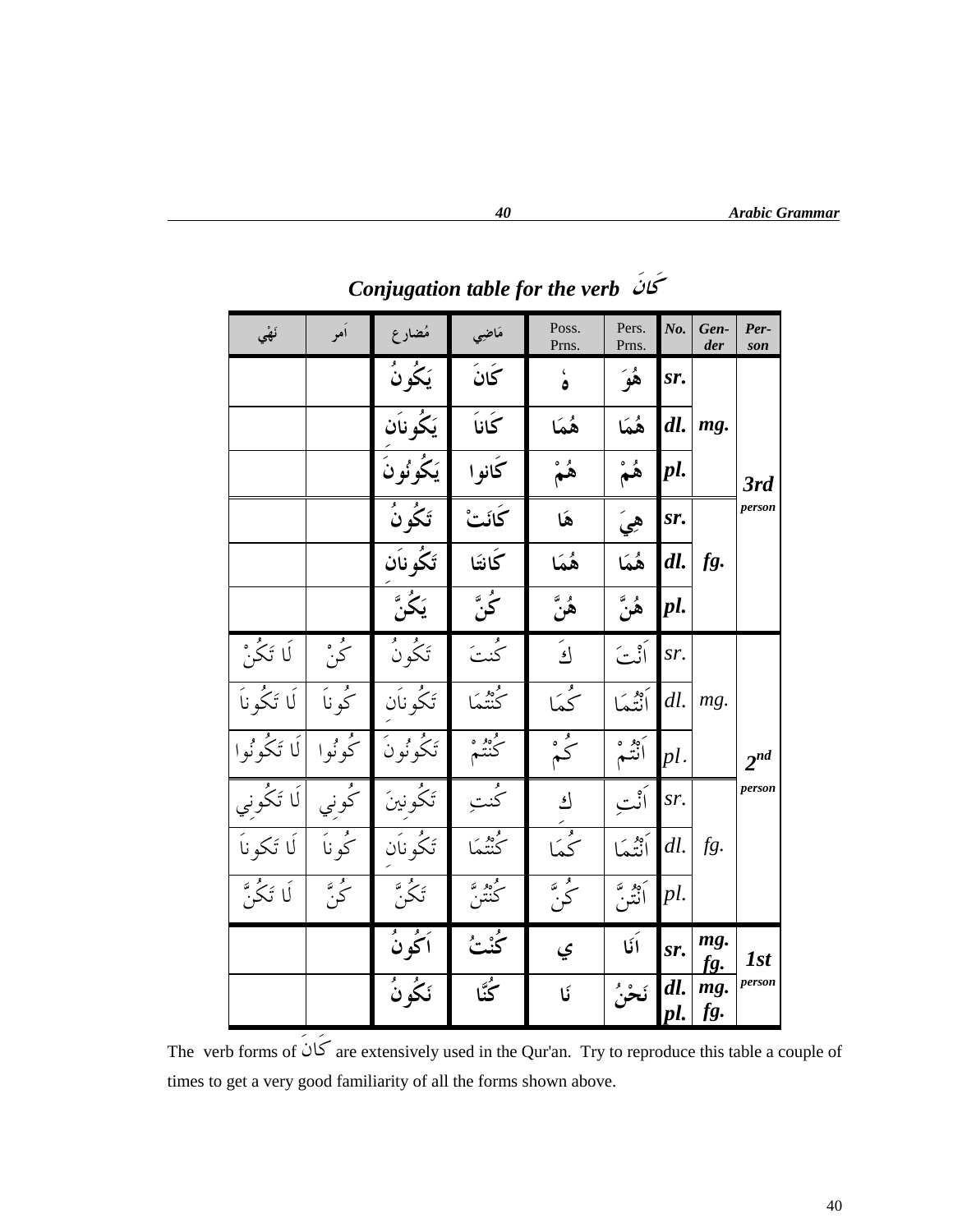## Conjugation table for the verb كَانَ

| نَهْي | اَمر | مُضارع | مَاضِي | Poss. Prns. | Pers. Prns. | No. | Gender | Person |
|---|---|---|---|---|---|---|---|---|
| | | يَكُونُ | كَانَ | هُ | هُوَ | sr. | mg. | 3rd person |
| | | يَكُونَان | كَانَا | هُمَا | هُمَا | dl. | | |
| | | يَكُونُونَ | كَانوا | هُمْ | هُمْ | pl. | | |
| | | تَكُونُ | كَانَتْ | هَا | هِيَ | sr. | fg. | |
| | | تَكُونَان | كَانتَا | هُمَا | هُمَا | dl. | | |
| | | يَكُنَّ | كُنَّ | هُنَّ | هُنَّ | pl. | | |
| لَا تَكُنْ | كُنْ | تَكُونُ | كُنتَ | كَ | اَنْتَ | sr. | mg. | 2nd person |
| لَا تَكُونَا | كُونَا | تَكُونَان | كُنْتُمَا | كُمَا | اَنْتُمَا | dl. | | |
| لَا تَكُونُوا | كُونُوا | تَكُونُونَ | كُنْتُمْ | كُمْ | اَنْتُمْ | pl. | | |
| لَا تَكُونِي | كُونِي | تَكُونِينَ | كُنتِ | كِ | اَنْتِ | sr. | fg. | |
| لَا تَكونَا | كُونَا | تَكُونَان | كُنْتُمَا | كُمَا | اَنْتُمَا | dl. | | |
| لَا تَكُنَّ | كُنَّ | تَكُنَّ | كُنْتُنَّ | كُنَّ | اَنْتُنَّ | pl. | | |
| | | اَكُونُ | كُنْتُ | ي | اَنَا | sr. | mg. fg. | 1st person |
| | | نَكُونُ | كُنَّا | نَا | نَحْنُ | dl. pl. | mg. fg. | |

The verb forms of كَانَ are extensively used in the Qur'an. Try to reproduce this table a couple of times to get a very good familiarity of all the forms shown above.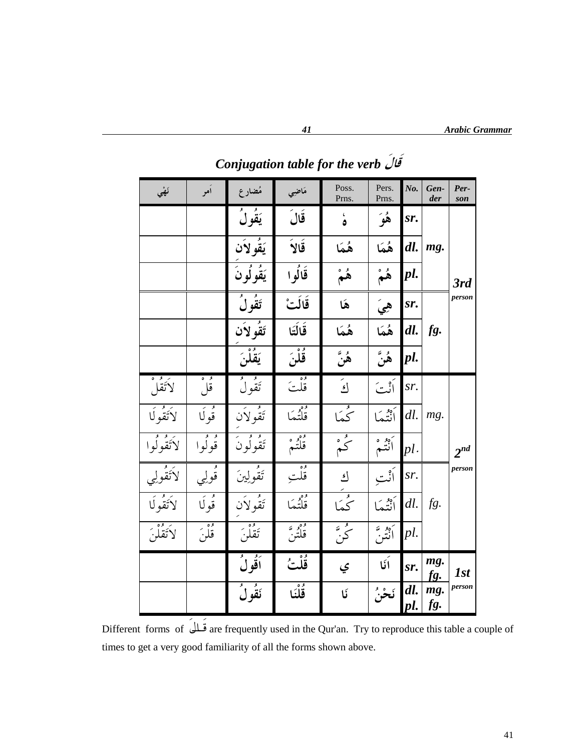## Conjugation table for the verb قَالَ

| نَهْي | اَمر | مُضارع | مَاضِي | Poss. Prns. | Pers. Prns. | No. | Gen-der | Per-son |
|---|---|---|---|---|---|---|---|---|
| | | يَقُولُ | قَالَ | هٗ | هُوَ | sr. | | |
| | | يَقُولاَن | قَالاَ | هُمَا | هُمَا | dl. | mg. | |
| | | يَقُولُونَ | قَالُوا | هُمْ | هُمْ | pl. | | 3rd person |
| | | تَقُولُ | قَالَتْ | هَا | هِيَ | sr. | | |
| | | تَقُولاَن | قَالَتَا | هُمَا | هُمَا | dl. | fg. | |
| | | يَقُلْنَ | قُلْنَ | هُنَّ | هُنَّ | pl. | | |
| لاَتَقُلْ | قُلْ | تَقُولُ | قُلْتَ | كَ | اَنْتَ | sr. | | |
| لاَتَقُولَا | قُولَا | تَقُولَان | قُلْتُمَا | كُمَا | اَنْتُمَا | dl. | mg. | |
| لاَتَقُولُوا | قُولُوا | تَقُولُونَ | قُلْتُمْ | كُمْ | اَنْتُمْ | pl. | | $2^{nd}$ person |
| لاَتَقُولِي | قُولِي | تَقُولِينَ | قُلْتِ | كِ | اَنْتِ | sr. | | |
| لاَتَقُولَا | قُولَا | تَقُولَان | قُلْتُمَا | كُمَا | اَنْتُمَا | dl. | fg. | |
| لاَتَقُلْنَ | قُلْنَ | تَقُلْنَ | قُلْتُنَّ | كُنَّ | اَنْتُنَّ | pl. | | |
| | | اَقُولُ | قُلْتُ | ي | اَنَا | sr. | mg. fg. | 1st person |
| | | نَقُولُ | قُلْنَا | نَا | نَحْنُ | dl. pl. | mg. fg. | |

Different forms of قَالَ are frequently used in the Qur'an. Try to reproduce this table a couple of times to get a very good familiarity of all the forms shown above.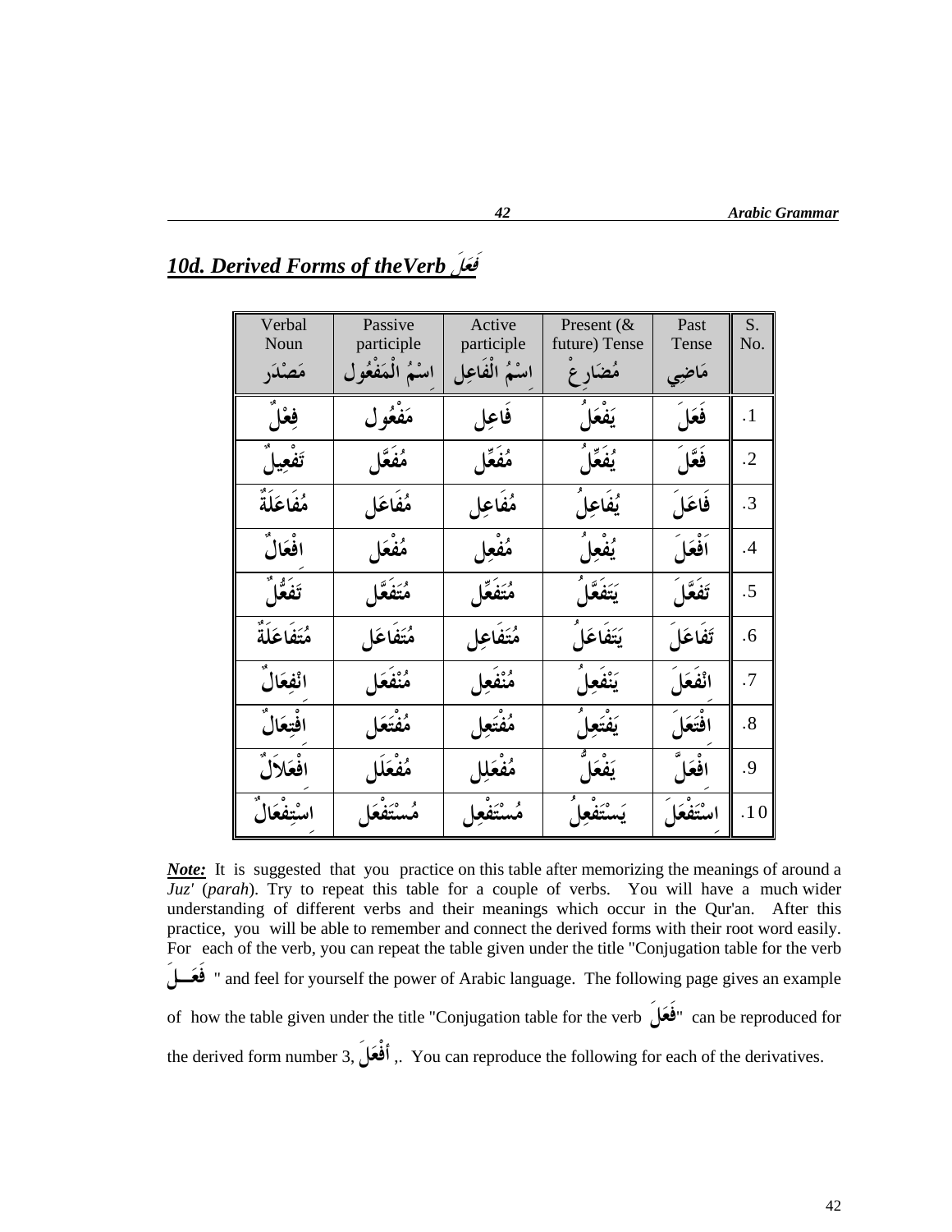## *10d. Derived Forms of theVerb فَعَلَ*

| Verbal Noun مَصْدَر | Passive participle اسْمُ الْمَفْعُول | Active participle اسْمُ الْفَاعِل | Present (& future) Tense مُضَارِعْ | Past Tense مَاضِي | S. No. |
|---|---|---|---|---|---|
| فِعْلٌ | مَفْعُول | فَاعِل | يَفْعَلُ | فَعَلَ | .1 |
| تَفْعِيلٌ | مُفَعَّل | مُفَعِّل | يُفَعِّلُ | فَعَّلَ | .2 |
| مُفَاعَلَةٌ | مُفَاعَل | مُفَاعِل | يُفَاعِلُ | فَاعَلَ | .3 |
| افْعَالٌ | مُفْعَل | مُفْعِل | يُفْعِلُ | اَفْعَلَ | .4 |
| تَفَعُّلٌ | مُتَفَعَّل | مُتَفَعِّل | يَتَفَعَّلُ | تَفَعَّلَ | .5 |
| مُتَفَاعَلَةٌ | مُتَفَاعَل | مُتَفَاعِل | يَتَفَاعَلُ | تَفَاعَلَ | .6 |
| انْفِعَالٌ | مُنْفَعَل | مُنْفَعِل | يَنْفَعِلُ | انْفَعَلَ | .7 |
| افْتِعَالٌ | مُفْتَعَل | مُفْتَعِل | يَفْتَعِلُ | افْتَعَلَ | .8 |
| افْعَلاَلٌ | مُفْعَلل | مُفْعَلِل | يَفْعَلُّ | افْعَلَّ | .9 |
| اسْتِفْعَالٌ | مُسْتَفْعَل | مُسْتَفْعِل | يَسْتَفْعِلُ | اسْتَفْعَلَ | .10 |

***Note:*** It is suggested that you practice on this table after memorizing the meanings of around a *Juz'* (*parah*). Try to repeat this table for a couple of verbs. You will have a much wider understanding of different verbs and their meanings which occur in the Qur'an. After this practice, you will be able to remember and connect the derived forms with their root word easily. For each of the verb, you can repeat the table given under the title "Conjugation table for the verb فَعَلَ " and feel for yourself the power of Arabic language. The following page gives an example of how the table given under the title "Conjugation table for the verb فَعَلَ" can be reproduced for the derived form number 3, أَفْعَلَ ,. You can reproduce the following for each of the derivatives.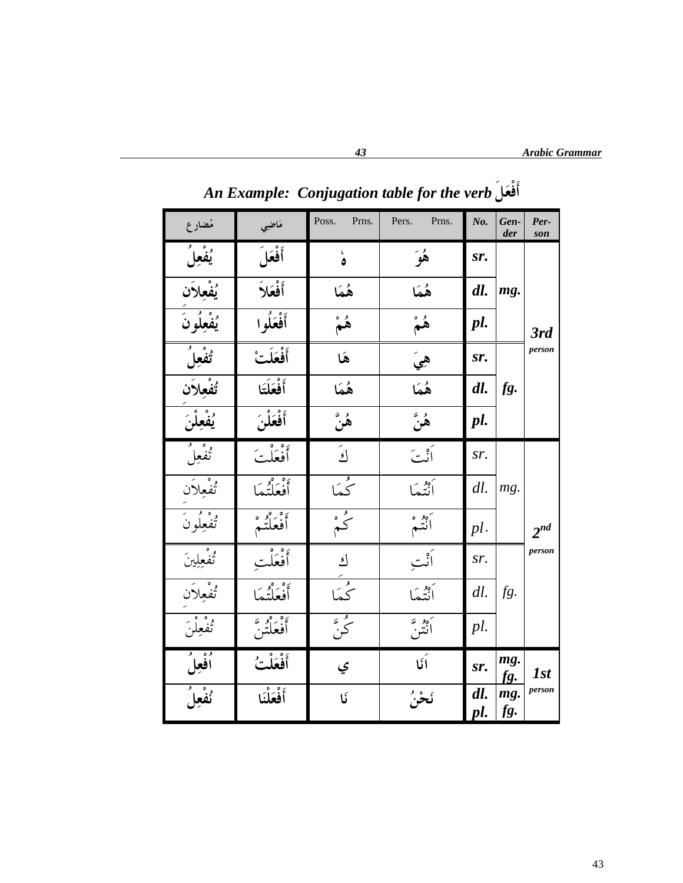## An Example: Conjugation table for the verb أَفْعَلَ

| مُضارع | مَاضِي | Poss. Prns. | Pers. Prns. | No. | Gender | Person |
|---|---|---|---|---|---|---|
| يُفْعِلُ | أَفْعَلَ | هُ | هُوَ | sr. | mg. | 3rd person |
| يُفْعِلاَن | أَفْعَلاَ | هُمَا | هُمَا | dl. | | |
| يُفْعِلُونَ | أَفْعَلُوا | هُمْ | هُمْ | pl. | | |
| تُفْعِلُ | أَفْعَلَتْ | هَا | هِيَ | sr. | fg. | |
| تُفْعِلاَن | أَفْعَلَتَا | هُمَا | هُمَا | dl. | | |
| يُفْعِلْنَ | أَفْعَلْنَ | هُنَّ | هُنَّ | pl. | | |
| تُفْعِلُ | أَفْعَلْتَ | كَ | اَنْتَ | sr. | mg. | 2nd person |
| تُفْعِلاَن | أَفْعَلْتُمَا | كُمَا | اَنْتُمَا | dl. | | |
| تُفْعِلُونَ | أَفْعَلْتُمْ | كُمْ | اَنْتُمْ | pl. | | |
| تُفْعِلِينَ | أَفْعَلْتِ | كِ | اَنْتِ | sr. | fg. | |
| تُفْعِلاَن | أَفْعَلْتُمَا | كُمَا | اَنْتُمَا | dl. | | |
| تُفْعِلْنَ | أَفْعَلْتُنَّ | كُنَّ | اَنْتُنَّ | pl. | | |
| اُفْعِلُ | أَفْعَلْتُ | ي | اَنَا | sr. | mg. fg. | 1st person |
| نُفْعِلُ | أَفْعَلْنَا | نَا | نَحْنُ | dl. pl. | mg. fg. | |